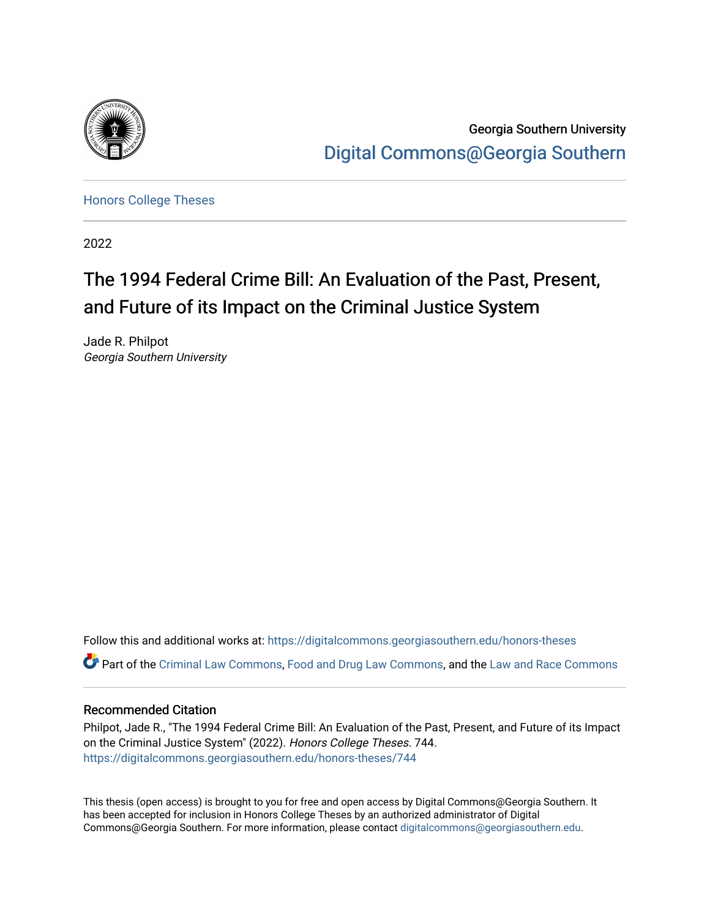Georgia Southern University

Digital Commons@Georgia Southern

Honors College Theses

2022

# The 1994 Federal Crime Bill: An Evaluation of the Past, Present, and Future of its Impact on the Criminal Justice System

Jade R. Philpot

*Georgia Southern University*

Follow this and additional works at: https://digitalcommons.georgiasouthern.edu/honors-theses

Part of the Criminal Law Commons, Food and Drug Law Commons, and the Law and Race Commons

## Recommended Citation

Philpot, Jade R., "The 1994 Federal Crime Bill: An Evaluation of the Past, Present, and Future of its Impact on the Criminal Justice System" (2022). *Honors College Theses*. 744.
https://digitalcommons.georgiasouthern.edu/honors-theses/744

This thesis (open access) is brought to you for free and open access by Digital Commons@Georgia Southern. It has been accepted for inclusion in Honors College Theses by an authorized administrator of Digital Commons@Georgia Southern. For more information, please contact digitalcommons@georgiasouthern.edu.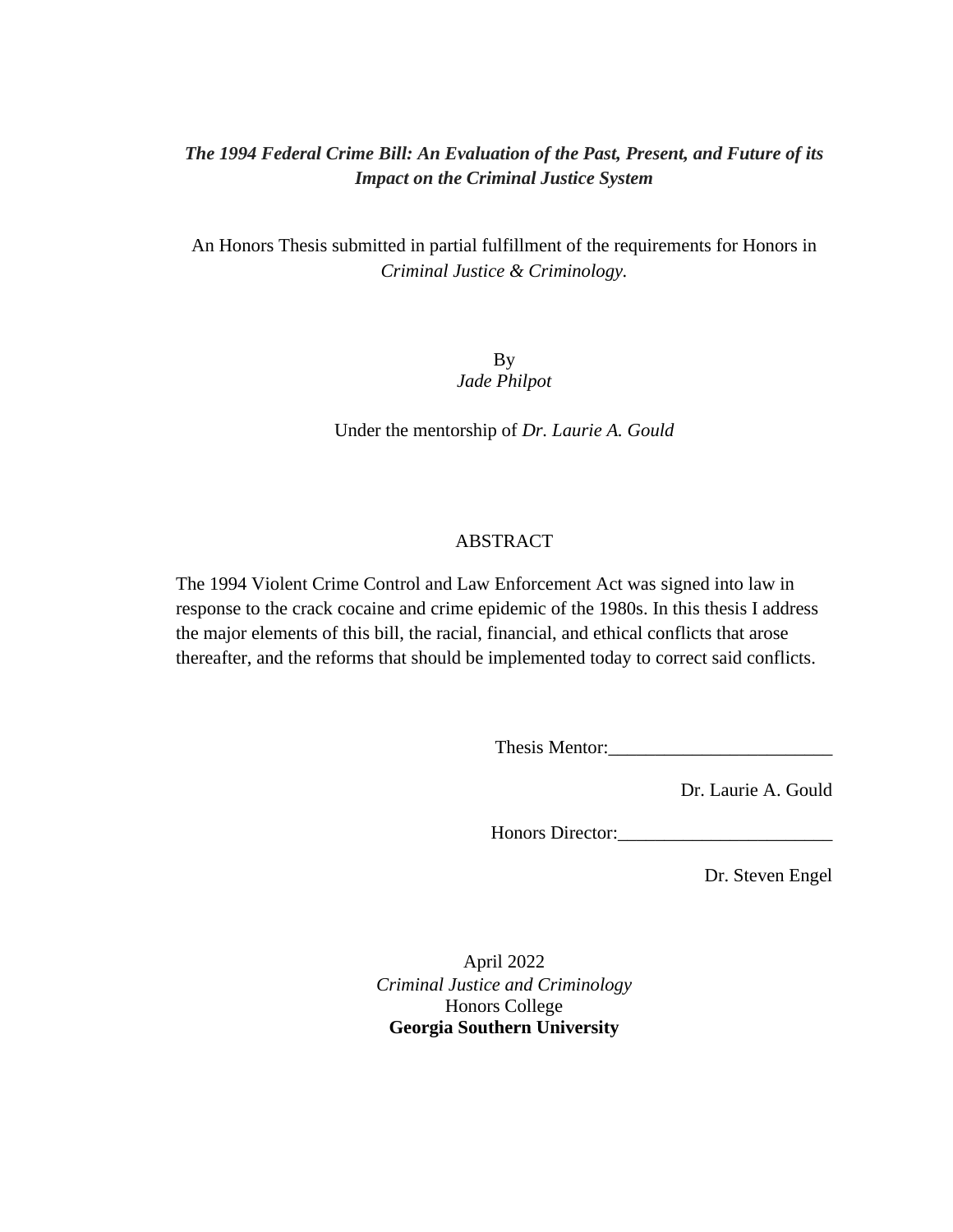***The 1994 Federal Crime Bill: An Evaluation of the Past, Present, and Future of its Impact on the Criminal Justice System***

An Honors Thesis submitted in partial fulfillment of the requirements for Honors in *Criminal Justice & Criminology.*

By
*Jade Philpot*

Under the mentorship of *Dr. Laurie A. Gould*

## ABSTRACT

The 1994 Violent Crime Control and Law Enforcement Act was signed into law in response to the crack cocaine and crime epidemic of the 1980s. In this thesis I address the major elements of this bill, the racial, financial, and ethical conflicts that arose thereafter, and the reforms that should be implemented today to correct said conflicts.

Thesis Mentor:________________________

Dr. Laurie A. Gould

Honors Director:_______________________

Dr. Steven Engel

April 2022
*Criminal Justice and Criminology*
Honors College
**Georgia Southern University**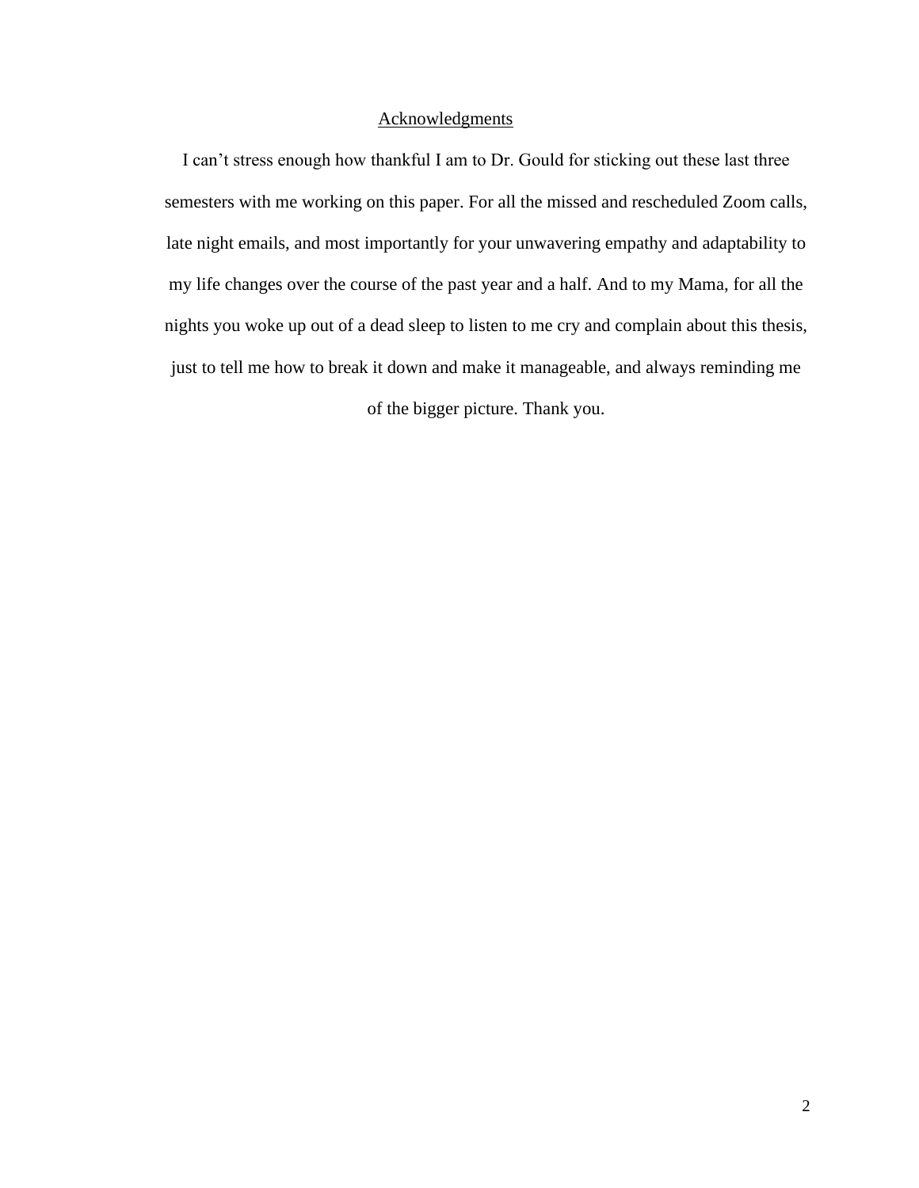## Acknowledgments

I can't stress enough how thankful I am to Dr. Gould for sticking out these last three semesters with me working on this paper. For all the missed and rescheduled Zoom calls, late night emails, and most importantly for your unwavering empathy and adaptability to my life changes over the course of the past year and a half. And to my Mama, for all the nights you woke up out of a dead sleep to listen to me cry and complain about this thesis, just to tell me how to break it down and make it manageable, and always reminding me of the bigger picture. Thank you.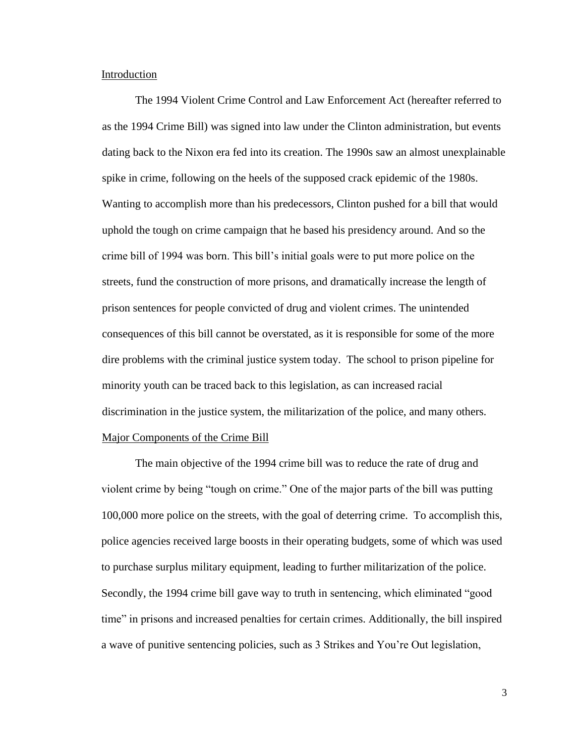## Introduction

The 1994 Violent Crime Control and Law Enforcement Act (hereafter referred to as the 1994 Crime Bill) was signed into law under the Clinton administration, but events dating back to the Nixon era fed into its creation. The 1990s saw an almost unexplainable spike in crime, following on the heels of the supposed crack epidemic of the 1980s. Wanting to accomplish more than his predecessors, Clinton pushed for a bill that would uphold the tough on crime campaign that he based his presidency around. And so the crime bill of 1994 was born. This bill's initial goals were to put more police on the streets, fund the construction of more prisons, and dramatically increase the length of prison sentences for people convicted of drug and violent crimes. The unintended consequences of this bill cannot be overstated, as it is responsible for some of the more dire problems with the criminal justice system today. The school to prison pipeline for minority youth can be traced back to this legislation, as can increased racial discrimination in the justice system, the militarization of the police, and many others.

## Major Components of the Crime Bill

The main objective of the 1994 crime bill was to reduce the rate of drug and violent crime by being "tough on crime." One of the major parts of the bill was putting 100,000 more police on the streets, with the goal of deterring crime. To accomplish this, police agencies received large boosts in their operating budgets, some of which was used to purchase surplus military equipment, leading to further militarization of the police. Secondly, the 1994 crime bill gave way to truth in sentencing, which eliminated "good time" in prisons and increased penalties for certain crimes. Additionally, the bill inspired a wave of punitive sentencing policies, such as 3 Strikes and You're Out legislation,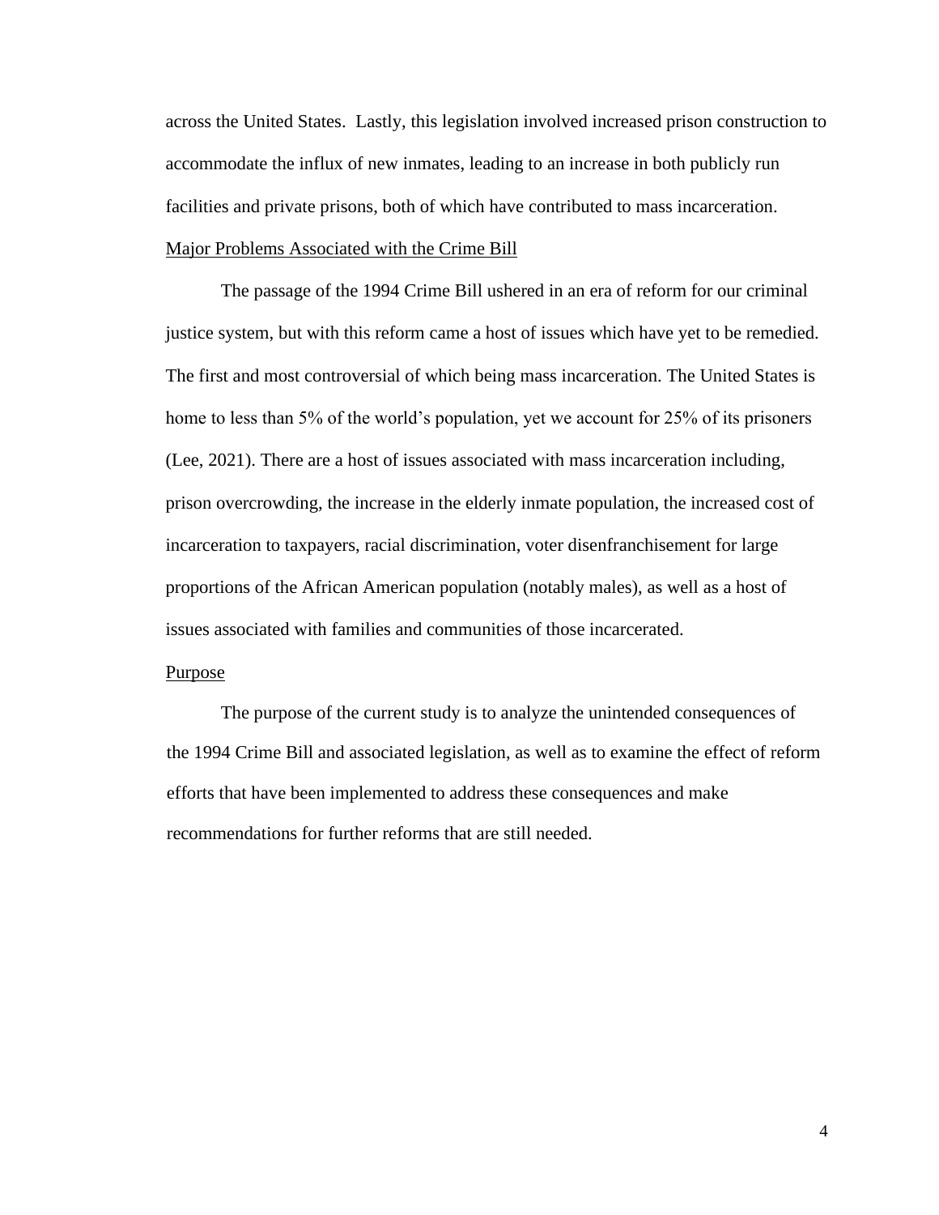across the United States. Lastly, this legislation involved increased prison construction to accommodate the influx of new inmates, leading to an increase in both publicly run facilities and private prisons, both of which have contributed to mass incarceration.

## Major Problems Associated with the Crime Bill

The passage of the 1994 Crime Bill ushered in an era of reform for our criminal justice system, but with this reform came a host of issues which have yet to be remedied. The first and most controversial of which being mass incarceration. The United States is home to less than 5% of the world's population, yet we account for 25% of its prisoners (Lee, 2021). There are a host of issues associated with mass incarceration including, prison overcrowding, the increase in the elderly inmate population, the increased cost of incarceration to taxpayers, racial discrimination, voter disenfranchisement for large proportions of the African American population (notably males), as well as a host of issues associated with families and communities of those incarcerated.

## Purpose

The purpose of the current study is to analyze the unintended consequences of the 1994 Crime Bill and associated legislation, as well as to examine the effect of reform efforts that have been implemented to address these consequences and make recommendations for further reforms that are still needed.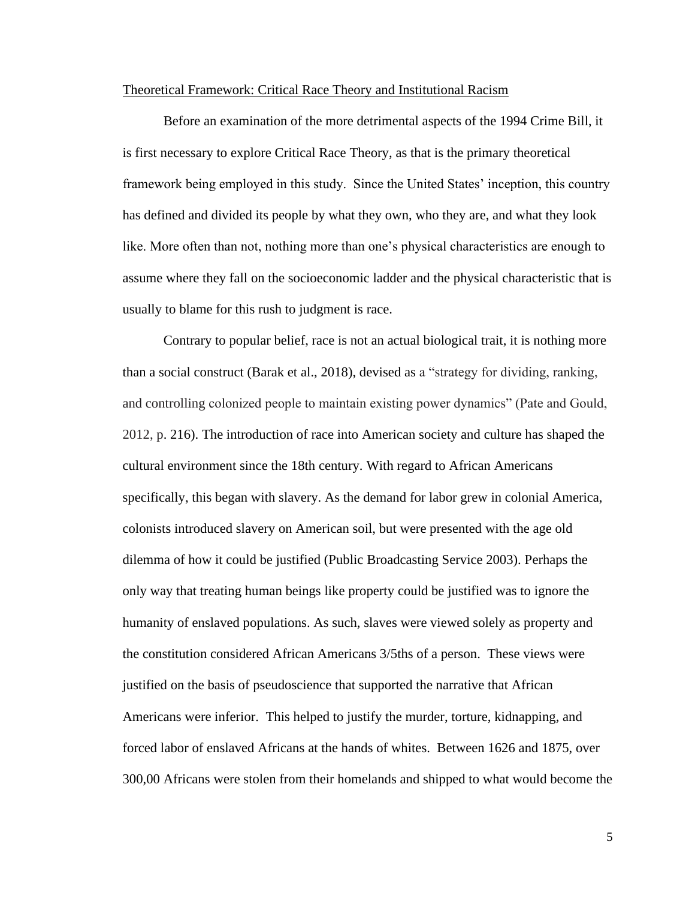<u>Theoretical Framework: Critical Race Theory and Institutional Racism</u>

Before an examination of the more detrimental aspects of the 1994 Crime Bill, it is first necessary to explore Critical Race Theory, as that is the primary theoretical framework being employed in this study.  Since the United States' inception, this country has defined and divided its people by what they own, who they are, and what they look like. More often than not, nothing more than one's physical characteristics are enough to assume where they fall on the socioeconomic ladder and the physical characteristic that is usually to blame for this rush to judgment is race.

Contrary to popular belief, race is not an actual biological trait, it is nothing more than a social construct (Barak et al., 2018), devised as a "strategy for dividing, ranking, and controlling colonized people to maintain existing power dynamics" (Pate and Gould, 2012, p. 216). The introduction of race into American society and culture has shaped the cultural environment since the 18th century. With regard to African Americans specifically, this began with slavery. As the demand for labor grew in colonial America, colonists introduced slavery on American soil, but were presented with the age old dilemma of how it could be justified (Public Broadcasting Service 2003). Perhaps the only way that treating human beings like property could be justified was to ignore the humanity of enslaved populations. As such, slaves were viewed solely as property and the constitution considered African Americans 3/5ths of a person.  These views were justified on the basis of pseudoscience that supported the narrative that African Americans were inferior.  This helped to justify the murder, torture, kidnapping, and forced labor of enslaved Africans at the hands of whites.  Between 1626 and 1875, over 300,00 Africans were stolen from their homelands and shipped to what would become the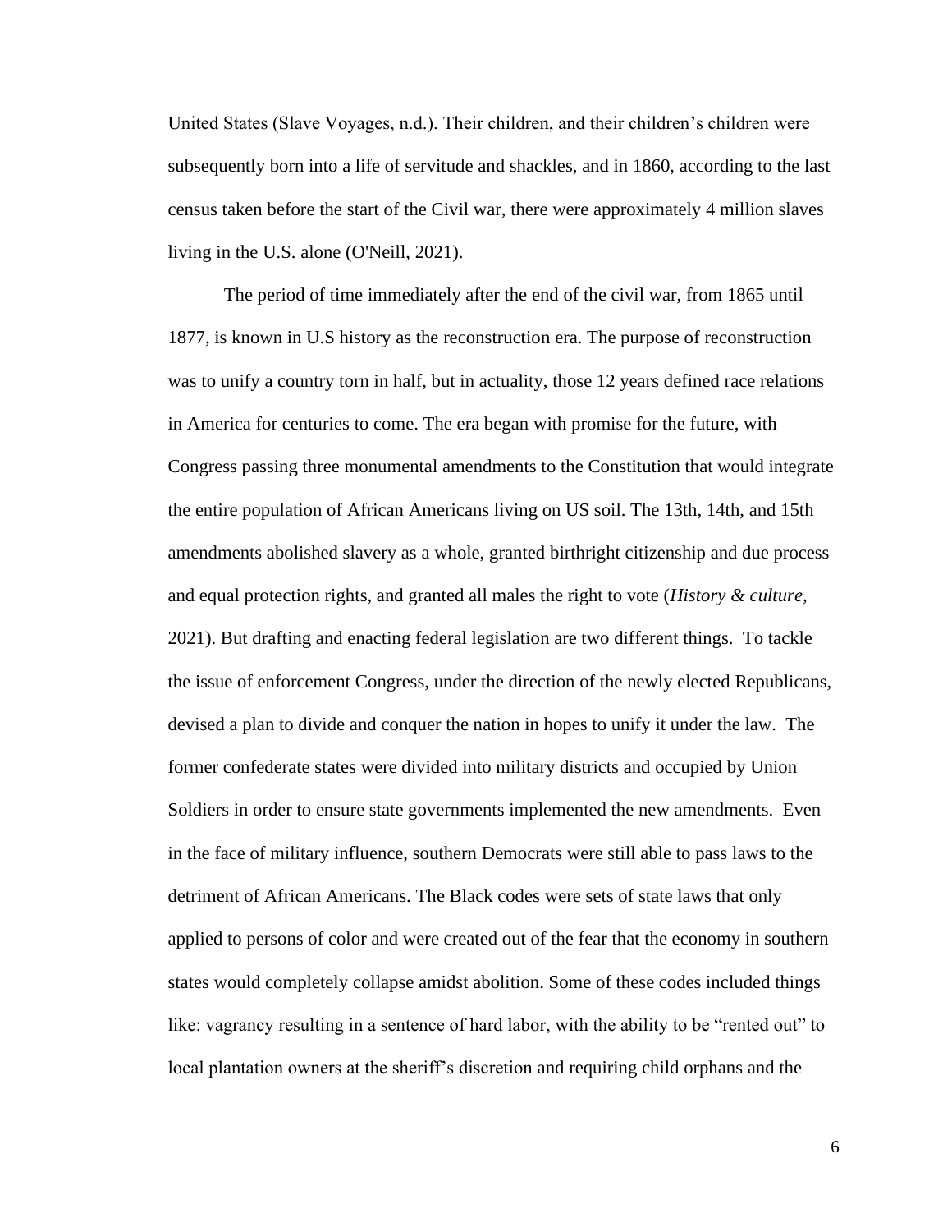United States (Slave Voyages, n.d.). Their children, and their children's children were subsequently born into a life of servitude and shackles, and in 1860, according to the last census taken before the start of the Civil war, there were approximately 4 million slaves living in the U.S. alone (O'Neill, 2021).

The period of time immediately after the end of the civil war, from 1865 until 1877, is known in U.S history as the reconstruction era. The purpose of reconstruction was to unify a country torn in half, but in actuality, those 12 years defined race relations in America for centuries to come. The era began with promise for the future, with Congress passing three monumental amendments to the Constitution that would integrate the entire population of African Americans living on US soil. The 13th, 14th, and 15th amendments abolished slavery as a whole, granted birthright citizenship and due process and equal protection rights, and granted all males the right to vote (*History & culture,* 2021). But drafting and enacting federal legislation are two different things. To tackle the issue of enforcement Congress, under the direction of the newly elected Republicans, devised a plan to divide and conquer the nation in hopes to unify it under the law. The former confederate states were divided into military districts and occupied by Union Soldiers in order to ensure state governments implemented the new amendments. Even in the face of military influence, southern Democrats were still able to pass laws to the detriment of African Americans. The Black codes were sets of state laws that only applied to persons of color and were created out of the fear that the economy in southern states would completely collapse amidst abolition. Some of these codes included things like: vagrancy resulting in a sentence of hard labor, with the ability to be "rented out" to local plantation owners at the sheriff's discretion and requiring child orphans and the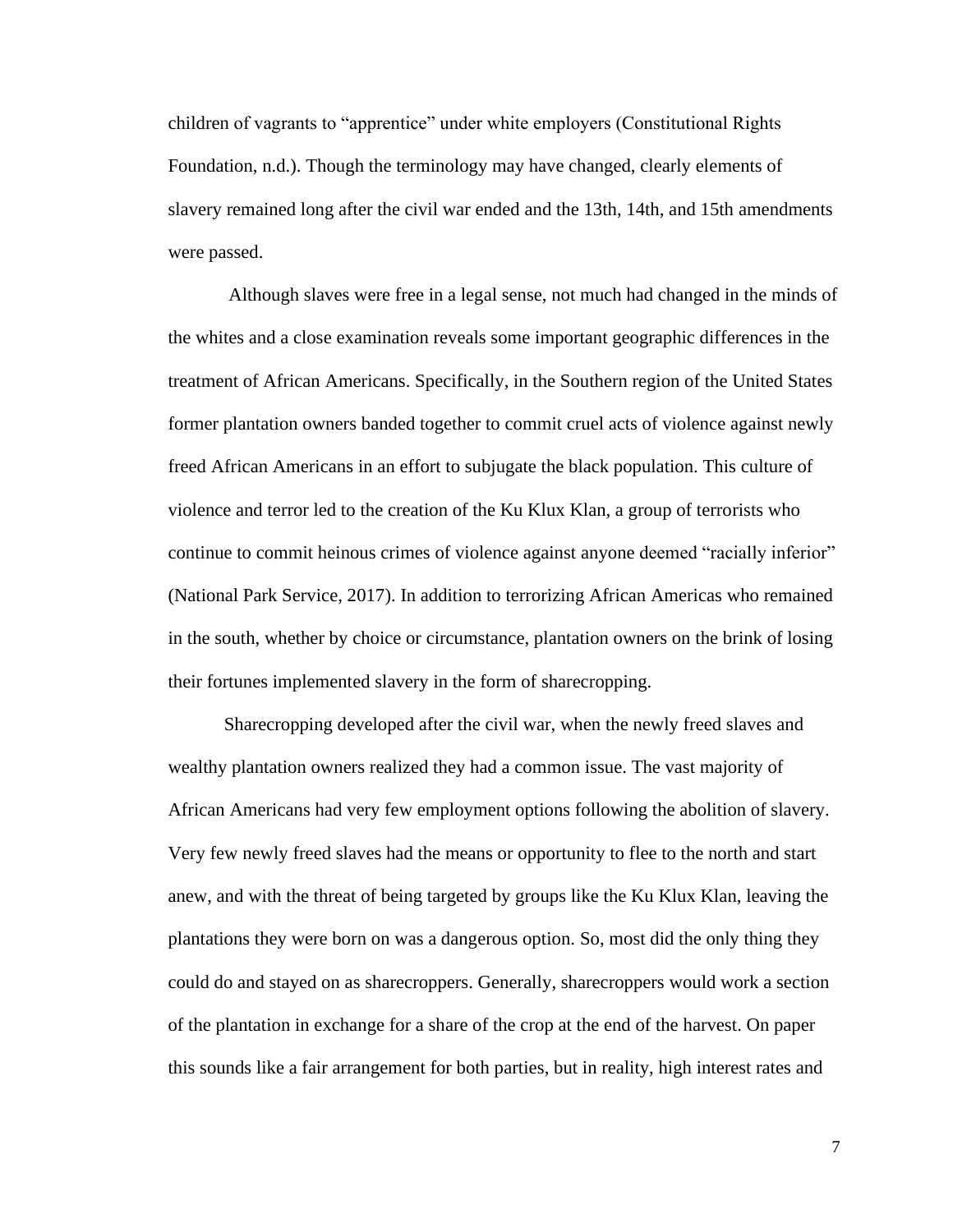children of vagrants to "apprentice" under white employers (Constitutional Rights Foundation, n.d.). Though the terminology may have changed, clearly elements of slavery remained long after the civil war ended and the 13th, 14th, and 15th amendments were passed.

Although slaves were free in a legal sense, not much had changed in the minds of the whites and a close examination reveals some important geographic differences in the treatment of African Americans. Specifically, in the Southern region of the United States former plantation owners banded together to commit cruel acts of violence against newly freed African Americans in an effort to subjugate the black population. This culture of violence and terror led to the creation of the Ku Klux Klan, a group of terrorists who continue to commit heinous crimes of violence against anyone deemed "racially inferior" (National Park Service, 2017). In addition to terrorizing African Americas who remained in the south, whether by choice or circumstance, plantation owners on the brink of losing their fortunes implemented slavery in the form of sharecropping.

Sharecropping developed after the civil war, when the newly freed slaves and wealthy plantation owners realized they had a common issue. The vast majority of African Americans had very few employment options following the abolition of slavery. Very few newly freed slaves had the means or opportunity to flee to the north and start anew, and with the threat of being targeted by groups like the Ku Klux Klan, leaving the plantations they were born on was a dangerous option. So, most did the only thing they could do and stayed on as sharecroppers. Generally, sharecroppers would work a section of the plantation in exchange for a share of the crop at the end of the harvest. On paper this sounds like a fair arrangement for both parties, but in reality, high interest rates and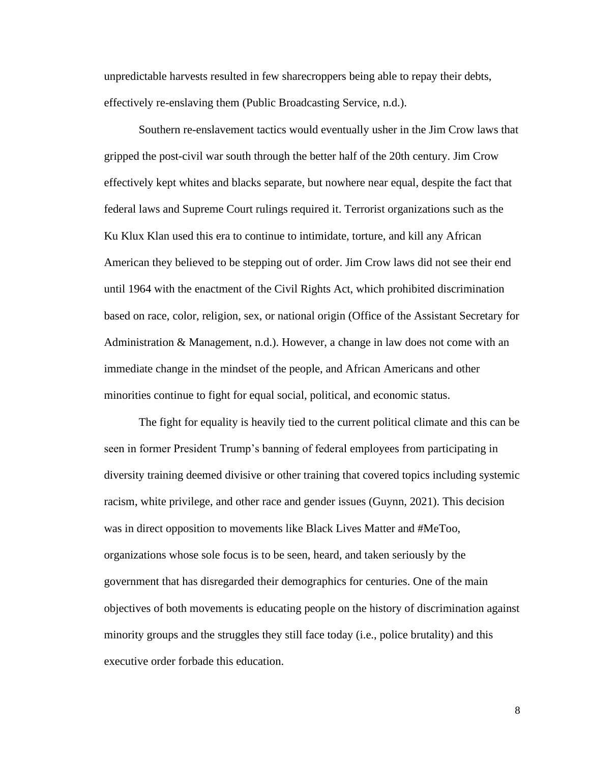unpredictable harvests resulted in few sharecroppers being able to repay their debts, effectively re-enslaving them (Public Broadcasting Service, n.d.).

Southern re-enslavement tactics would eventually usher in the Jim Crow laws that gripped the post-civil war south through the better half of the 20th century. Jim Crow effectively kept whites and blacks separate, but nowhere near equal, despite the fact that federal laws and Supreme Court rulings required it. Terrorist organizations such as the Ku Klux Klan used this era to continue to intimidate, torture, and kill any African American they believed to be stepping out of order. Jim Crow laws did not see their end until 1964 with the enactment of the Civil Rights Act, which prohibited discrimination based on race, color, religion, sex, or national origin (Office of the Assistant Secretary for Administration & Management, n.d.). However, a change in law does not come with an immediate change in the mindset of the people, and African Americans and other minorities continue to fight for equal social, political, and economic status.

The fight for equality is heavily tied to the current political climate and this can be seen in former President Trump's banning of federal employees from participating in diversity training deemed divisive or other training that covered topics including systemic racism, white privilege, and other race and gender issues (Guynn, 2021). This decision was in direct opposition to movements like Black Lives Matter and #MeToo, organizations whose sole focus is to be seen, heard, and taken seriously by the government that has disregarded their demographics for centuries. One of the main objectives of both movements is educating people on the history of discrimination against minority groups and the struggles they still face today (i.e., police brutality) and this executive order forbade this education.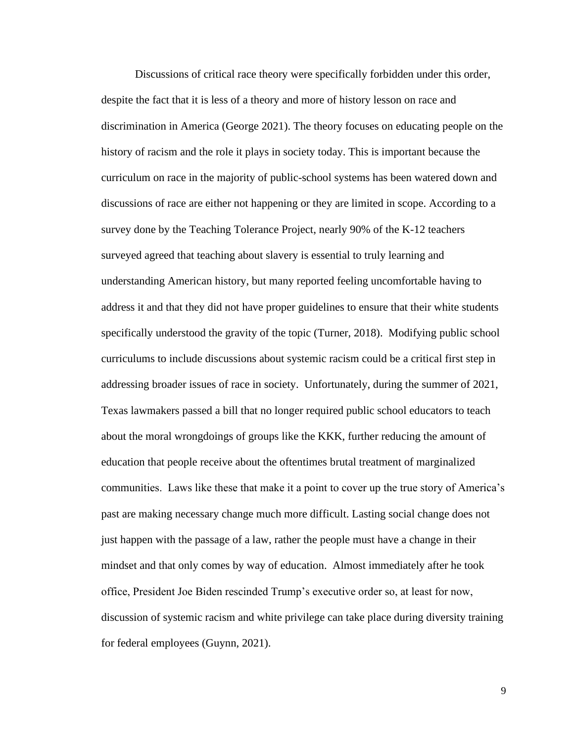Discussions of critical race theory were specifically forbidden under this order, despite the fact that it is less of a theory and more of history lesson on race and discrimination in America (George 2021). The theory focuses on educating people on the history of racism and the role it plays in society today. This is important because the curriculum on race in the majority of public-school systems has been watered down and discussions of race are either not happening or they are limited in scope. According to a survey done by the Teaching Tolerance Project, nearly 90% of the K-12 teachers surveyed agreed that teaching about slavery is essential to truly learning and understanding American history, but many reported feeling uncomfortable having to address it and that they did not have proper guidelines to ensure that their white students specifically understood the gravity of the topic (Turner, 2018). Modifying public school curriculums to include discussions about systemic racism could be a critical first step in addressing broader issues of race in society. Unfortunately, during the summer of 2021, Texas lawmakers passed a bill that no longer required public school educators to teach about the moral wrongdoings of groups like the KKK, further reducing the amount of education that people receive about the oftentimes brutal treatment of marginalized communities. Laws like these that make it a point to cover up the true story of America's past are making necessary change much more difficult. Lasting social change does not just happen with the passage of a law, rather the people must have a change in their mindset and that only comes by way of education. Almost immediately after he took office, President Joe Biden rescinded Trump's executive order so, at least for now, discussion of systemic racism and white privilege can take place during diversity training for federal employees (Guynn, 2021).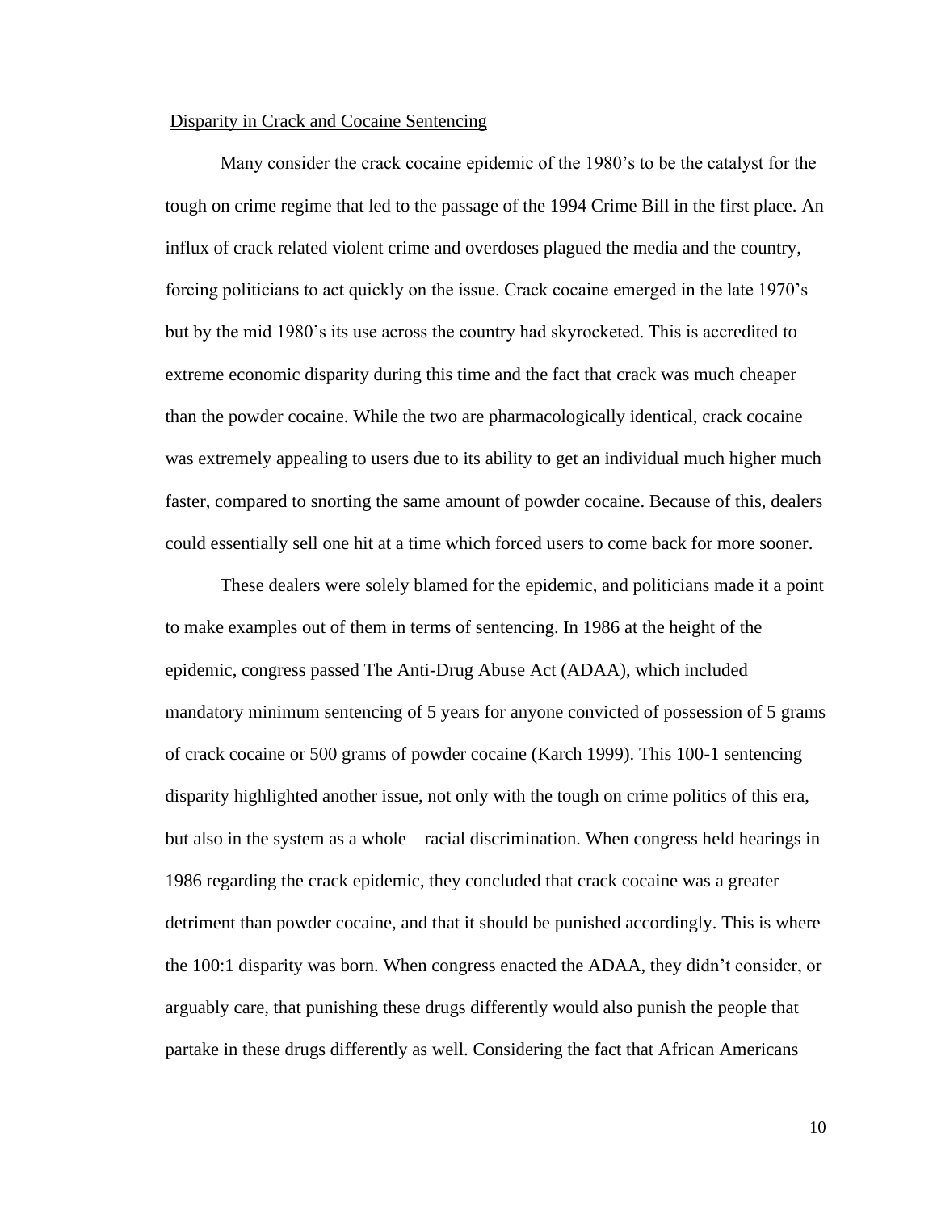Disparity in Crack and Cocaine Sentencing

Many consider the crack cocaine epidemic of the 1980's to be the catalyst for the tough on crime regime that led to the passage of the 1994 Crime Bill in the first place. An influx of crack related violent crime and overdoses plagued the media and the country, forcing politicians to act quickly on the issue. Crack cocaine emerged in the late 1970's but by the mid 1980's its use across the country had skyrocketed. This is accredited to extreme economic disparity during this time and the fact that crack was much cheaper than the powder cocaine. While the two are pharmacologically identical, crack cocaine was extremely appealing to users due to its ability to get an individual much higher much faster, compared to snorting the same amount of powder cocaine. Because of this, dealers could essentially sell one hit at a time which forced users to come back for more sooner.

These dealers were solely blamed for the epidemic, and politicians made it a point to make examples out of them in terms of sentencing. In 1986 at the height of the epidemic, congress passed The Anti-Drug Abuse Act (ADAA), which included mandatory minimum sentencing of 5 years for anyone convicted of possession of 5 grams of crack cocaine or 500 grams of powder cocaine (Karch 1999). This 100-1 sentencing disparity highlighted another issue, not only with the tough on crime politics of this era, but also in the system as a whole—racial discrimination. When congress held hearings in 1986 regarding the crack epidemic, they concluded that crack cocaine was a greater detriment than powder cocaine, and that it should be punished accordingly. This is where the 100:1 disparity was born. When congress enacted the ADAA, they didn't consider, or arguably care, that punishing these drugs differently would also punish the people that partake in these drugs differently as well. Considering the fact that African Americans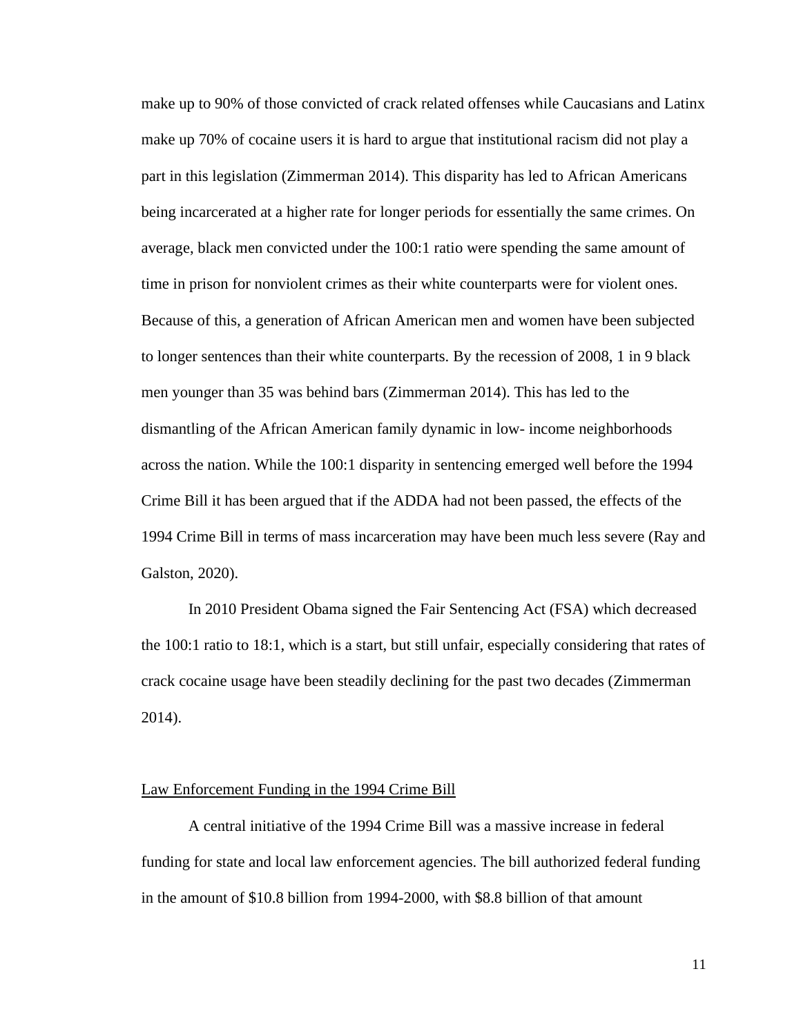make up to 90% of those convicted of crack related offenses while Caucasians and Latinx make up 70% of cocaine users it is hard to argue that institutional racism did not play a part in this legislation (Zimmerman 2014). This disparity has led to African Americans being incarcerated at a higher rate for longer periods for essentially the same crimes. On average, black men convicted under the 100:1 ratio were spending the same amount of time in prison for nonviolent crimes as their white counterparts were for violent ones. Because of this, a generation of African American men and women have been subjected to longer sentences than their white counterparts. By the recession of 2008, 1 in 9 black men younger than 35 was behind bars (Zimmerman 2014). This has led to the dismantling of the African American family dynamic in low- income neighborhoods across the nation. While the 100:1 disparity in sentencing emerged well before the 1994 Crime Bill it has been argued that if the ADDA had not been passed, the effects of the 1994 Crime Bill in terms of mass incarceration may have been much less severe (Ray and Galston, 2020).

In 2010 President Obama signed the Fair Sentencing Act (FSA) which decreased the 100:1 ratio to 18:1, which is a start, but still unfair, especially considering that rates of crack cocaine usage have been steadily declining for the past two decades (Zimmerman 2014).

<u>Law Enforcement Funding in the 1994 Crime Bill</u>

A central initiative of the 1994 Crime Bill was a massive increase in federal funding for state and local law enforcement agencies. The bill authorized federal funding in the amount of $10.8 billion from 1994-2000, with $8.8 billion of that amount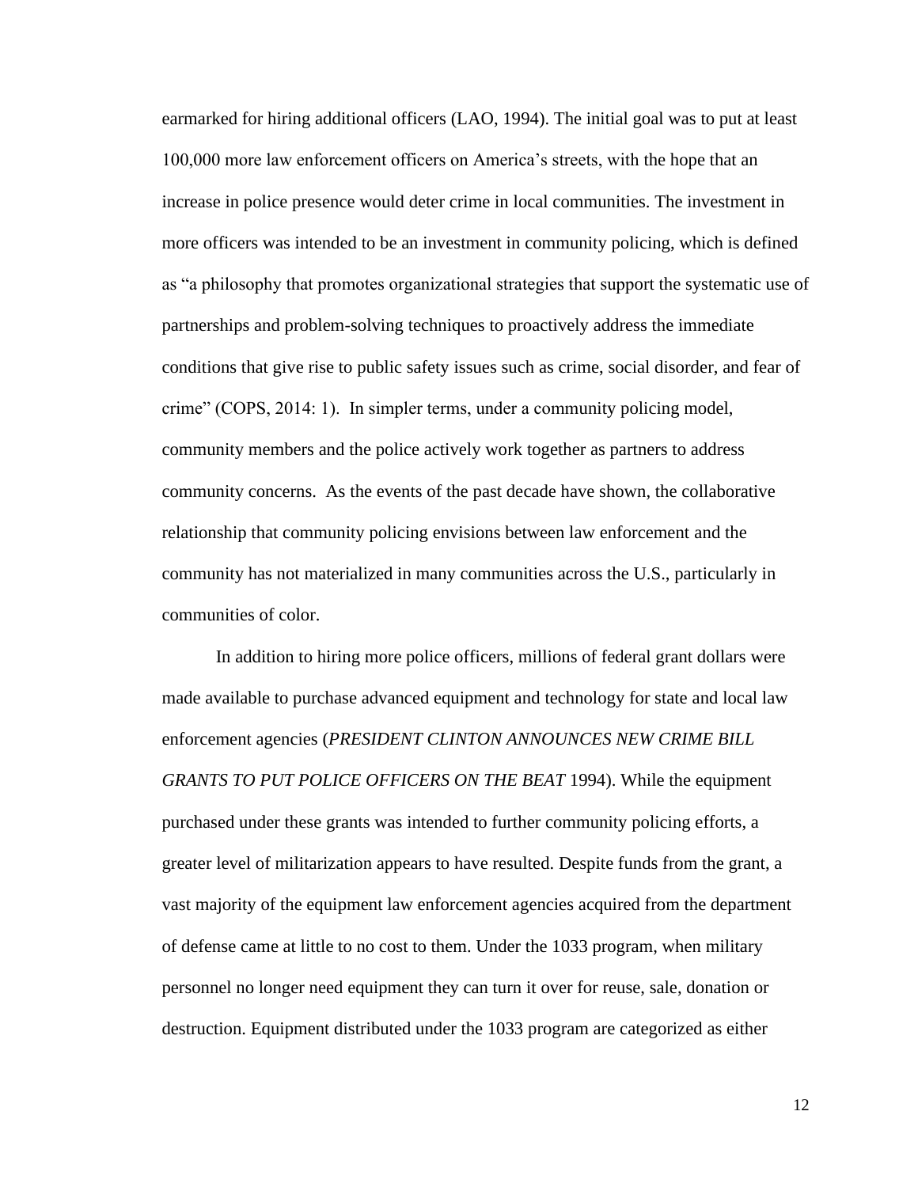earmarked for hiring additional officers (LAO, 1994). The initial goal was to put at least 100,000 more law enforcement officers on America's streets, with the hope that an increase in police presence would deter crime in local communities. The investment in more officers was intended to be an investment in community policing, which is defined as "a philosophy that promotes organizational strategies that support the systematic use of partnerships and problem-solving techniques to proactively address the immediate conditions that give rise to public safety issues such as crime, social disorder, and fear of crime" (COPS, 2014: 1). In simpler terms, under a community policing model, community members and the police actively work together as partners to address community concerns. As the events of the past decade have shown, the collaborative relationship that community policing envisions between law enforcement and the community has not materialized in many communities across the U.S., particularly in communities of color.

In addition to hiring more police officers, millions of federal grant dollars were made available to purchase advanced equipment and technology for state and local law enforcement agencies (*PRESIDENT CLINTON ANNOUNCES NEW CRIME BILL GRANTS TO PUT POLICE OFFICERS ON THE BEAT* 1994). While the equipment purchased under these grants was intended to further community policing efforts, a greater level of militarization appears to have resulted. Despite funds from the grant, a vast majority of the equipment law enforcement agencies acquired from the department of defense came at little to no cost to them. Under the 1033 program, when military personnel no longer need equipment they can turn it over for reuse, sale, donation or destruction. Equipment distributed under the 1033 program are categorized as either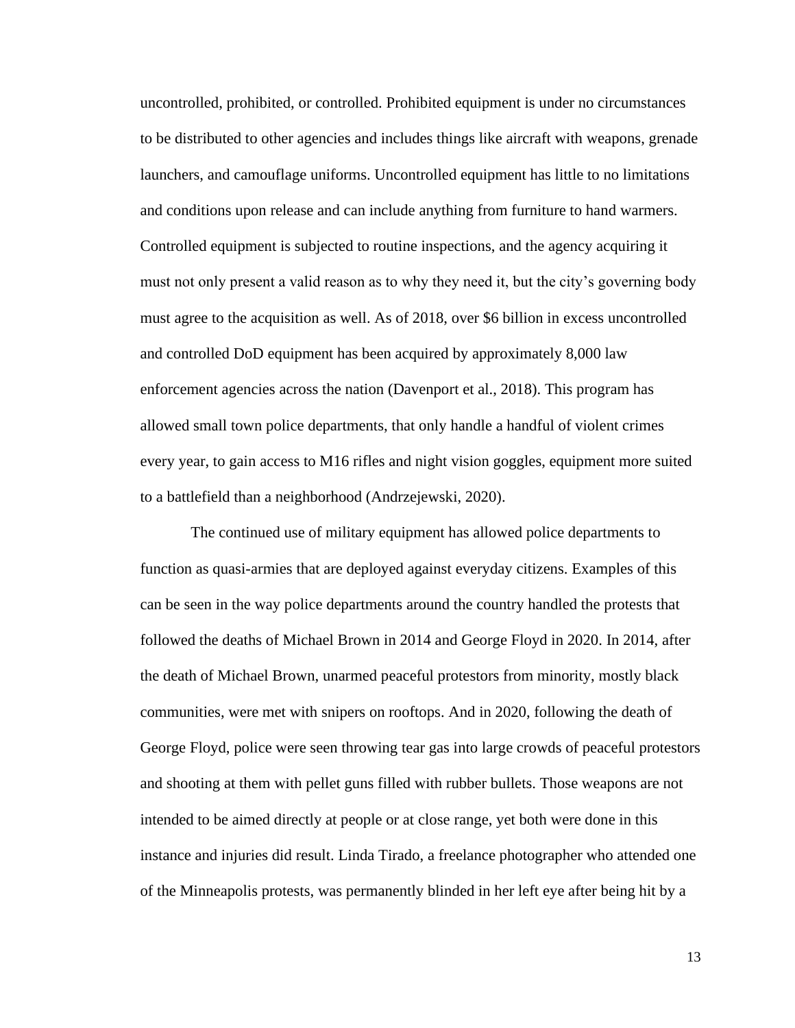uncontrolled, prohibited, or controlled. Prohibited equipment is under no circumstances to be distributed to other agencies and includes things like aircraft with weapons, grenade launchers, and camouflage uniforms. Uncontrolled equipment has little to no limitations and conditions upon release and can include anything from furniture to hand warmers. Controlled equipment is subjected to routine inspections, and the agency acquiring it must not only present a valid reason as to why they need it, but the city's governing body must agree to the acquisition as well. As of 2018, over $6 billion in excess uncontrolled and controlled DoD equipment has been acquired by approximately 8,000 law enforcement agencies across the nation (Davenport et al., 2018). This program has allowed small town police departments, that only handle a handful of violent crimes every year, to gain access to M16 rifles and night vision goggles, equipment more suited to a battlefield than a neighborhood (Andrzejewski, 2020).

The continued use of military equipment has allowed police departments to function as quasi-armies that are deployed against everyday citizens. Examples of this can be seen in the way police departments around the country handled the protests that followed the deaths of Michael Brown in 2014 and George Floyd in 2020. In 2014, after the death of Michael Brown, unarmed peaceful protestors from minority, mostly black communities, were met with snipers on rooftops. And in 2020, following the death of George Floyd, police were seen throwing tear gas into large crowds of peaceful protestors and shooting at them with pellet guns filled with rubber bullets. Those weapons are not intended to be aimed directly at people or at close range, yet both were done in this instance and injuries did result. Linda Tirado, a freelance photographer who attended one of the Minneapolis protests, was permanently blinded in her left eye after being hit by a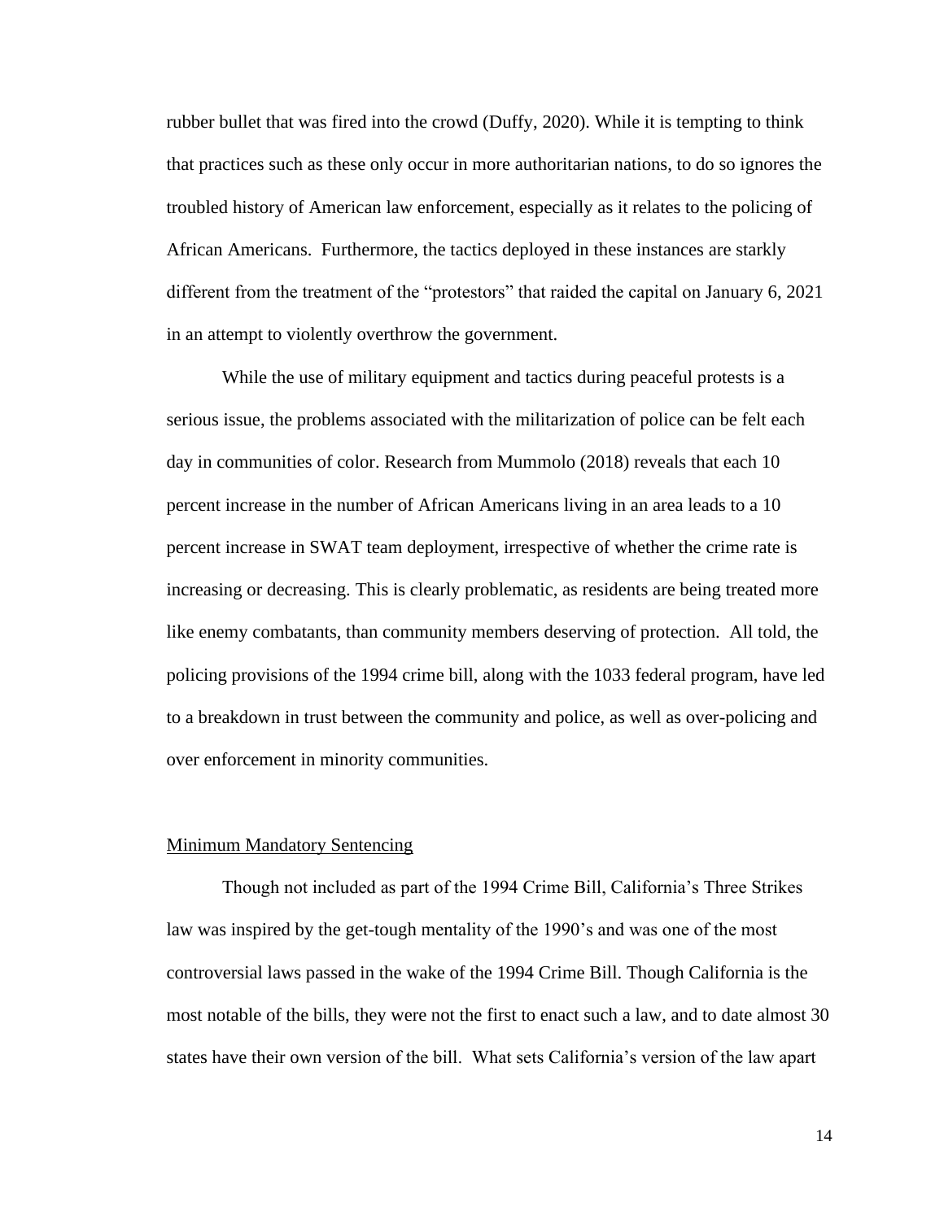rubber bullet that was fired into the crowd (Duffy, 2020). While it is tempting to think that practices such as these only occur in more authoritarian nations, to do so ignores the troubled history of American law enforcement, especially as it relates to the policing of African Americans. Furthermore, the tactics deployed in these instances are starkly different from the treatment of the "protestors" that raided the capital on January 6, 2021 in an attempt to violently overthrow the government.

While the use of military equipment and tactics during peaceful protests is a serious issue, the problems associated with the militarization of police can be felt each day in communities of color. Research from Mummolo (2018) reveals that each 10 percent increase in the number of African Americans living in an area leads to a 10 percent increase in SWAT team deployment, irrespective of whether the crime rate is increasing or decreasing. This is clearly problematic, as residents are being treated more like enemy combatants, than community members deserving of protection. All told, the policing provisions of the 1994 crime bill, along with the 1033 federal program, have led to a breakdown in trust between the community and police, as well as over-policing and over enforcement in minority communities.

<u>Minimum Mandatory Sentencing</u>

Though not included as part of the 1994 Crime Bill, California's Three Strikes law was inspired by the get-tough mentality of the 1990's and was one of the most controversial laws passed in the wake of the 1994 Crime Bill. Though California is the most notable of the bills, they were not the first to enact such a law, and to date almost 30 states have their own version of the bill. What sets California's version of the law apart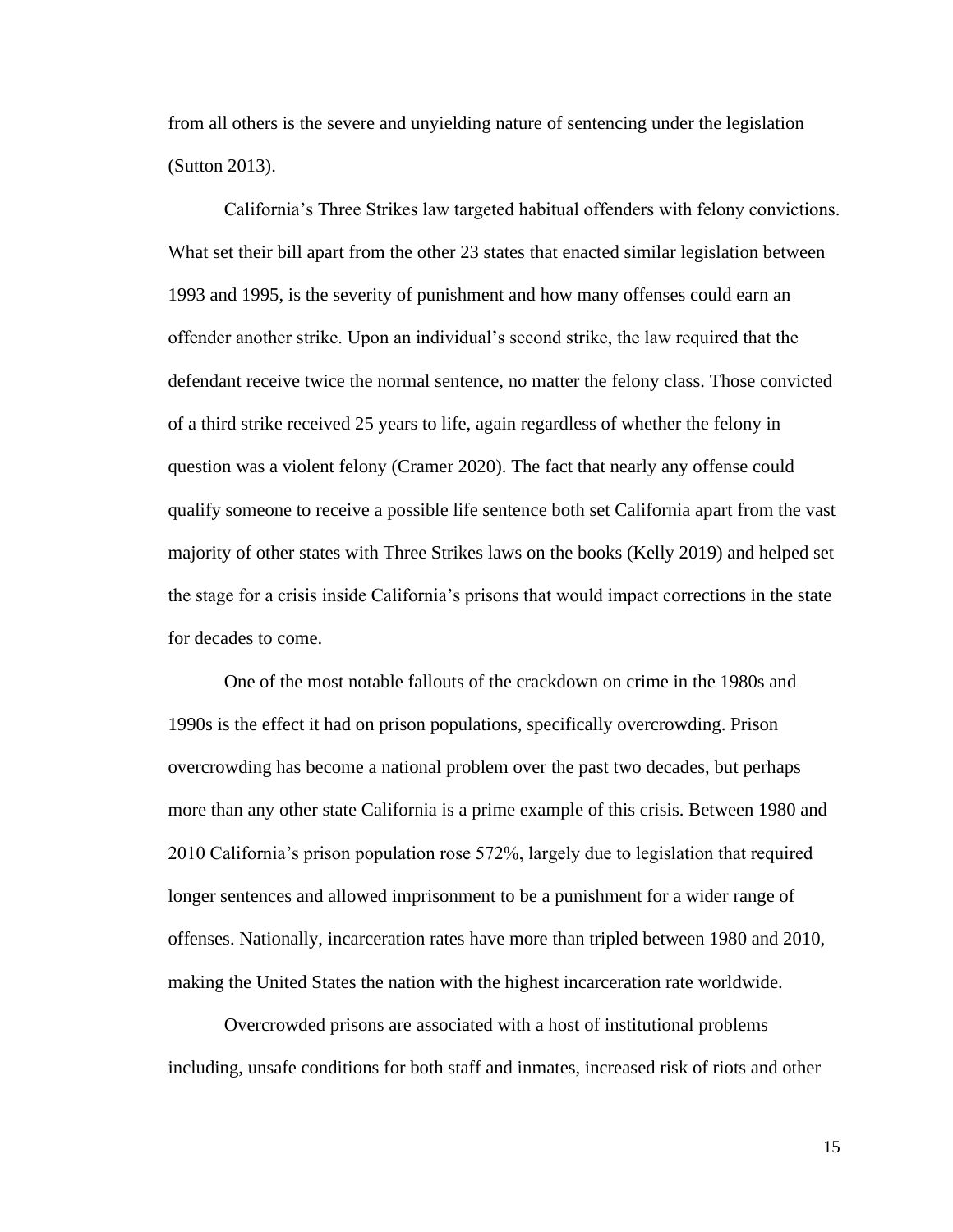from all others is the severe and unyielding nature of sentencing under the legislation (Sutton 2013).

California's Three Strikes law targeted habitual offenders with felony convictions. What set their bill apart from the other 23 states that enacted similar legislation between 1993 and 1995, is the severity of punishment and how many offenses could earn an offender another strike. Upon an individual's second strike, the law required that the defendant receive twice the normal sentence, no matter the felony class. Those convicted of a third strike received 25 years to life, again regardless of whether the felony in question was a violent felony (Cramer 2020). The fact that nearly any offense could qualify someone to receive a possible life sentence both set California apart from the vast majority of other states with Three Strikes laws on the books (Kelly 2019) and helped set the stage for a crisis inside California's prisons that would impact corrections in the state for decades to come.

One of the most notable fallouts of the crackdown on crime in the 1980s and 1990s is the effect it had on prison populations, specifically overcrowding. Prison overcrowding has become a national problem over the past two decades, but perhaps more than any other state California is a prime example of this crisis. Between 1980 and 2010 California's prison population rose 572%, largely due to legislation that required longer sentences and allowed imprisonment to be a punishment for a wider range of offenses. Nationally, incarceration rates have more than tripled between 1980 and 2010, making the United States the nation with the highest incarceration rate worldwide.

Overcrowded prisons are associated with a host of institutional problems including, unsafe conditions for both staff and inmates, increased risk of riots and other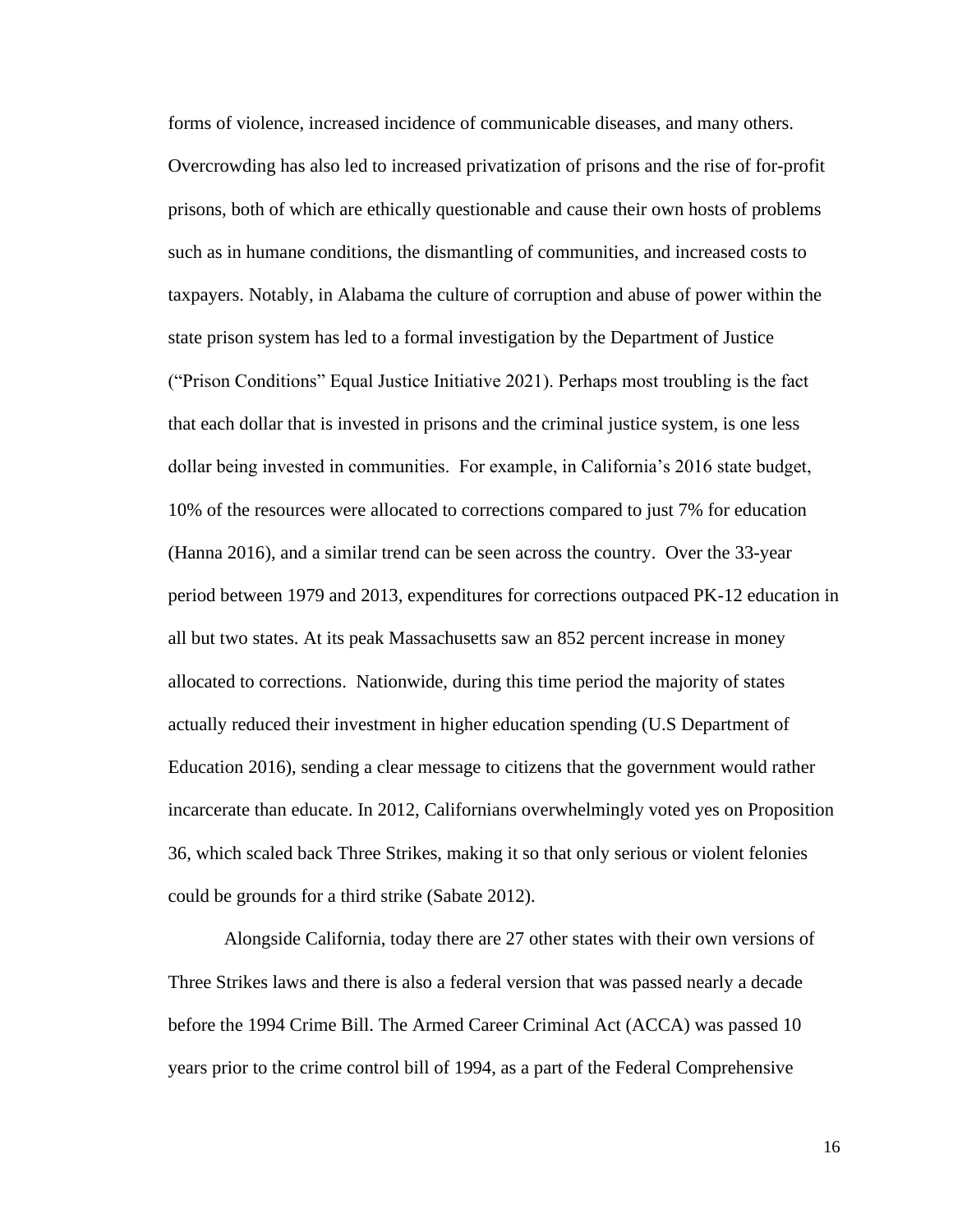forms of violence, increased incidence of communicable diseases, and many others. Overcrowding has also led to increased privatization of prisons and the rise of for-profit prisons, both of which are ethically questionable and cause their own hosts of problems such as in humane conditions, the dismantling of communities, and increased costs to taxpayers. Notably, in Alabama the culture of corruption and abuse of power within the state prison system has led to a formal investigation by the Department of Justice ("Prison Conditions" Equal Justice Initiative 2021). Perhaps most troubling is the fact that each dollar that is invested in prisons and the criminal justice system, is one less dollar being invested in communities. For example, in California's 2016 state budget, 10% of the resources were allocated to corrections compared to just 7% for education (Hanna 2016), and a similar trend can be seen across the country. Over the 33-year period between 1979 and 2013, expenditures for corrections outpaced PK-12 education in all but two states. At its peak Massachusetts saw an 852 percent increase in money allocated to corrections. Nationwide, during this time period the majority of states actually reduced their investment in higher education spending (U.S Department of Education 2016), sending a clear message to citizens that the government would rather incarcerate than educate. In 2012, Californians overwhelmingly voted yes on Proposition 36, which scaled back Three Strikes, making it so that only serious or violent felonies could be grounds for a third strike (Sabate 2012).

Alongside California, today there are 27 other states with their own versions of Three Strikes laws and there is also a federal version that was passed nearly a decade before the 1994 Crime Bill. The Armed Career Criminal Act (ACCA) was passed 10 years prior to the crime control bill of 1994, as a part of the Federal Comprehensive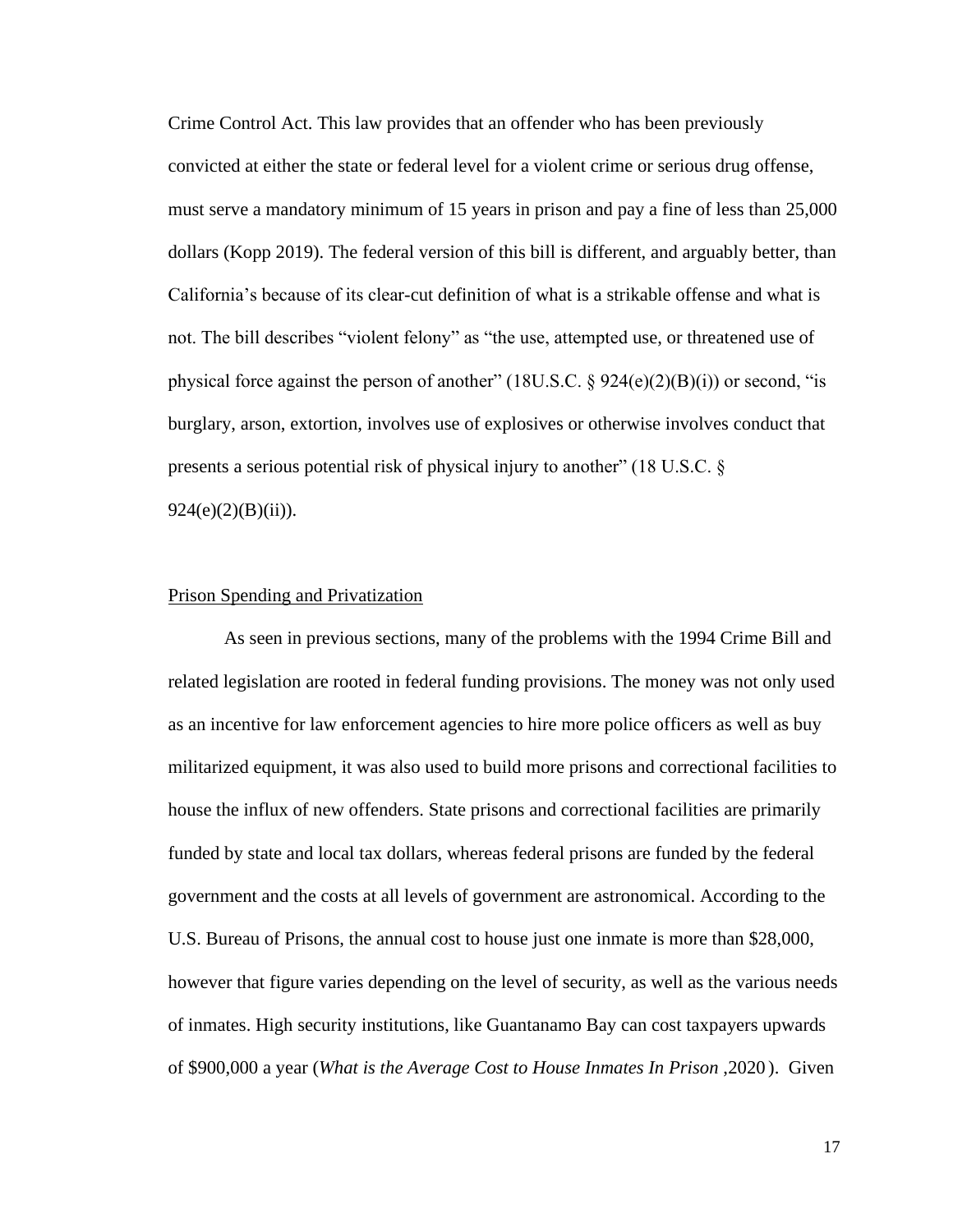Crime Control Act. This law provides that an offender who has been previously convicted at either the state or federal level for a violent crime or serious drug offense, must serve a mandatory minimum of 15 years in prison and pay a fine of less than 25,000 dollars (Kopp 2019). The federal version of this bill is different, and arguably better, than California's because of its clear-cut definition of what is a strikable offense and what is not. The bill describes "violent felony" as "the use, attempted use, or threatened use of physical force against the person of another" (18U.S.C. § 924(e)(2)(B)(i)) or second, "is burglary, arson, extortion, involves use of explosives or otherwise involves conduct that presents a serious potential risk of physical injury to another" (18 U.S.C. § 924(e)(2)(B)(ii)).

## Prison Spending and Privatization

As seen in previous sections, many of the problems with the 1994 Crime Bill and related legislation are rooted in federal funding provisions. The money was not only used as an incentive for law enforcement agencies to hire more police officers as well as buy militarized equipment, it was also used to build more prisons and correctional facilities to house the influx of new offenders. State prisons and correctional facilities are primarily funded by state and local tax dollars, whereas federal prisons are funded by the federal government and the costs at all levels of government are astronomical. According to the U.S. Bureau of Prisons, the annual cost to house just one inmate is more than $28,000, however that figure varies depending on the level of security, as well as the various needs of inmates. High security institutions, like Guantanamo Bay can cost taxpayers upwards of $900,000 a year (*What is the Average Cost to House Inmates In Prison* ,2020 ). Given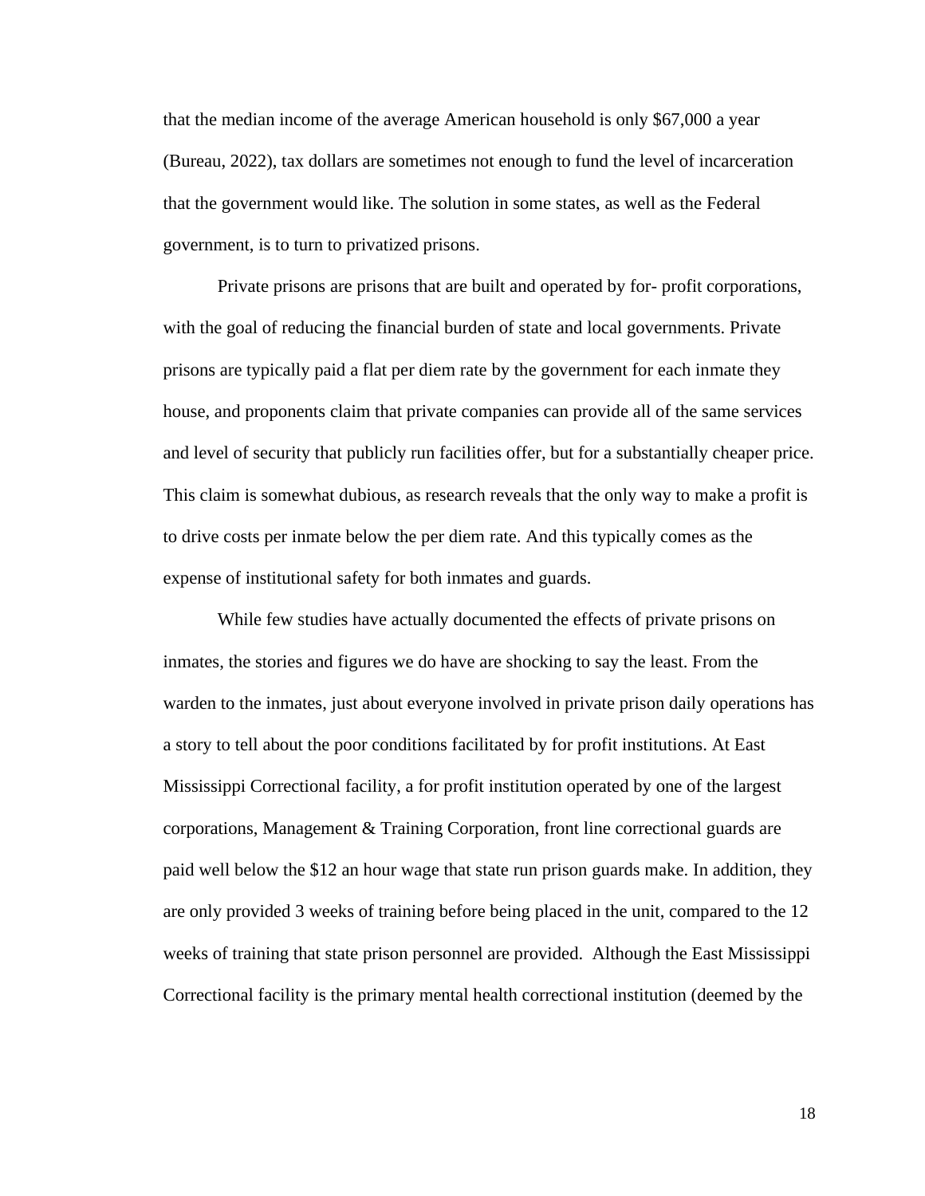that the median income of the average American household is only $67,000 a year (Bureau, 2022), tax dollars are sometimes not enough to fund the level of incarceration that the government would like. The solution in some states, as well as the Federal government, is to turn to privatized prisons.

Private prisons are prisons that are built and operated by for- profit corporations, with the goal of reducing the financial burden of state and local governments. Private prisons are typically paid a flat per diem rate by the government for each inmate they house, and proponents claim that private companies can provide all of the same services and level of security that publicly run facilities offer, but for a substantially cheaper price. This claim is somewhat dubious, as research reveals that the only way to make a profit is to drive costs per inmate below the per diem rate. And this typically comes as the expense of institutional safety for both inmates and guards.

While few studies have actually documented the effects of private prisons on inmates, the stories and figures we do have are shocking to say the least. From the warden to the inmates, just about everyone involved in private prison daily operations has a story to tell about the poor conditions facilitated by for profit institutions. At East Mississippi Correctional facility, a for profit institution operated by one of the largest corporations, Management & Training Corporation, front line correctional guards are paid well below the $12 an hour wage that state run prison guards make. In addition, they are only provided 3 weeks of training before being placed in the unit, compared to the 12 weeks of training that state prison personnel are provided.  Although the East Mississippi Correctional facility is the primary mental health correctional institution (deemed by the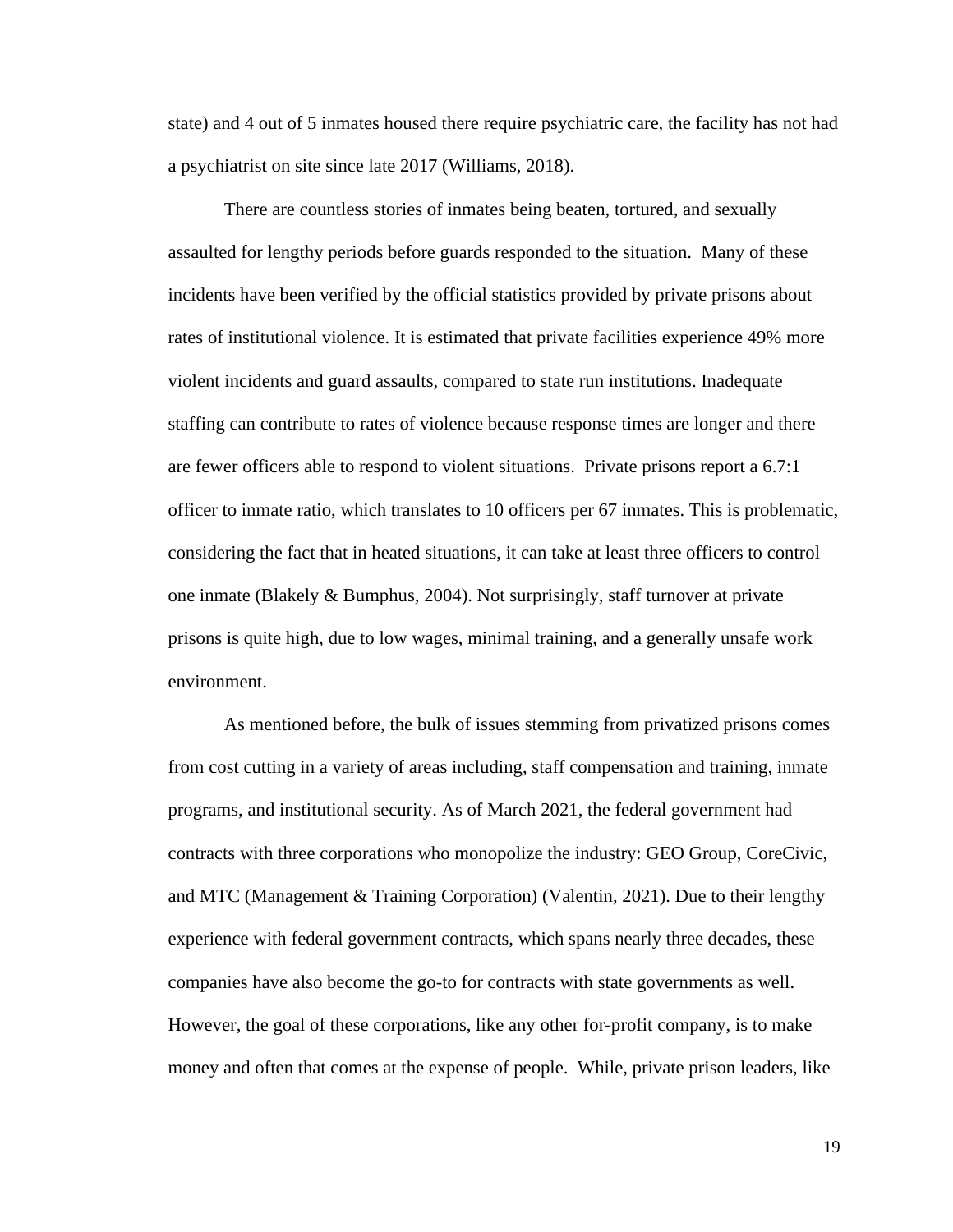state) and 4 out of 5 inmates housed there require psychiatric care, the facility has not had a psychiatrist on site since late 2017 (Williams, 2018).

There are countless stories of inmates being beaten, tortured, and sexually assaulted for lengthy periods before guards responded to the situation. Many of these incidents have been verified by the official statistics provided by private prisons about rates of institutional violence. It is estimated that private facilities experience 49% more violent incidents and guard assaults, compared to state run institutions. Inadequate staffing can contribute to rates of violence because response times are longer and there are fewer officers able to respond to violent situations. Private prisons report a 6.7:1 officer to inmate ratio, which translates to 10 officers per 67 inmates. This is problematic, considering the fact that in heated situations, it can take at least three officers to control one inmate (Blakely & Bumphus, 2004). Not surprisingly, staff turnover at private prisons is quite high, due to low wages, minimal training, and a generally unsafe work environment.

As mentioned before, the bulk of issues stemming from privatized prisons comes from cost cutting in a variety of areas including, staff compensation and training, inmate programs, and institutional security. As of March 2021, the federal government had contracts with three corporations who monopolize the industry: GEO Group, CoreCivic, and MTC (Management & Training Corporation) (Valentin, 2021). Due to their lengthy experience with federal government contracts, which spans nearly three decades, these companies have also become the go-to for contracts with state governments as well. However, the goal of these corporations, like any other for-profit company, is to make money and often that comes at the expense of people. While, private prison leaders, like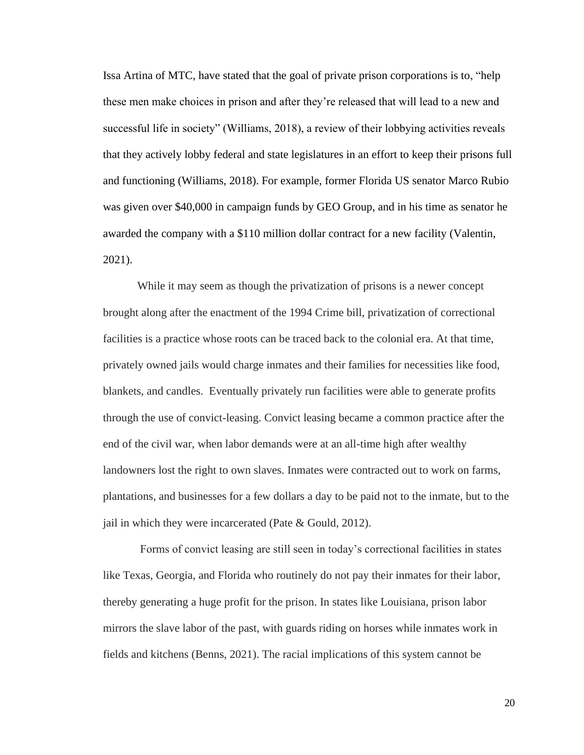Issa Artina of MTC, have stated that the goal of private prison corporations is to, "help these men make choices in prison and after they're released that will lead to a new and successful life in society" (Williams, 2018), a review of their lobbying activities reveals that they actively lobby federal and state legislatures in an effort to keep their prisons full and functioning (Williams, 2018). For example, former Florida US senator Marco Rubio was given over $40,000 in campaign funds by GEO Group, and in his time as senator he awarded the company with a $110 million dollar contract for a new facility (Valentin, 2021).

While it may seem as though the privatization of prisons is a newer concept brought along after the enactment of the 1994 Crime bill, privatization of correctional facilities is a practice whose roots can be traced back to the colonial era. At that time, privately owned jails would charge inmates and their families for necessities like food, blankets, and candles. Eventually privately run facilities were able to generate profits through the use of convict-leasing. Convict leasing became a common practice after the end of the civil war, when labor demands were at an all-time high after wealthy landowners lost the right to own slaves. Inmates were contracted out to work on farms, plantations, and businesses for a few dollars a day to be paid not to the inmate, but to the jail in which they were incarcerated (Pate & Gould, 2012).

Forms of convict leasing are still seen in today's correctional facilities in states like Texas, Georgia, and Florida who routinely do not pay their inmates for their labor, thereby generating a huge profit for the prison. In states like Louisiana, prison labor mirrors the slave labor of the past, with guards riding on horses while inmates work in fields and kitchens (Benns, 2021). The racial implications of this system cannot be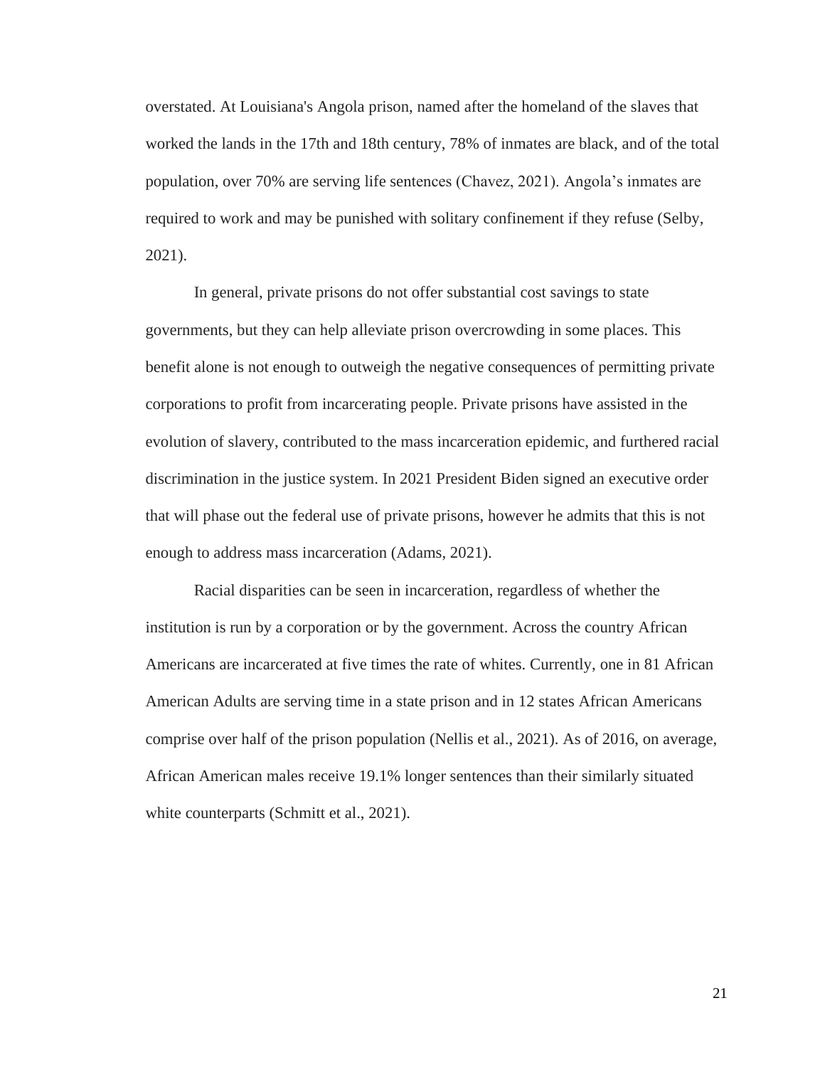overstated. At Louisiana's Angola prison, named after the homeland of the slaves that worked the lands in the 17th and 18th century, 78% of inmates are black, and of the total population, over 70% are serving life sentences (Chavez, 2021). Angola's inmates are required to work and may be punished with solitary confinement if they refuse (Selby, 2021).

In general, private prisons do not offer substantial cost savings to state governments, but they can help alleviate prison overcrowding in some places. This benefit alone is not enough to outweigh the negative consequences of permitting private corporations to profit from incarcerating people. Private prisons have assisted in the evolution of slavery, contributed to the mass incarceration epidemic, and furthered racial discrimination in the justice system. In 2021 President Biden signed an executive order that will phase out the federal use of private prisons, however he admits that this is not enough to address mass incarceration (Adams, 2021).

Racial disparities can be seen in incarceration, regardless of whether the institution is run by a corporation or by the government. Across the country African Americans are incarcerated at five times the rate of whites. Currently, one in 81 African American Adults are serving time in a state prison and in 12 states African Americans comprise over half of the prison population (Nellis et al., 2021). As of 2016, on average, African American males receive 19.1% longer sentences than their similarly situated white counterparts (Schmitt et al., 2021).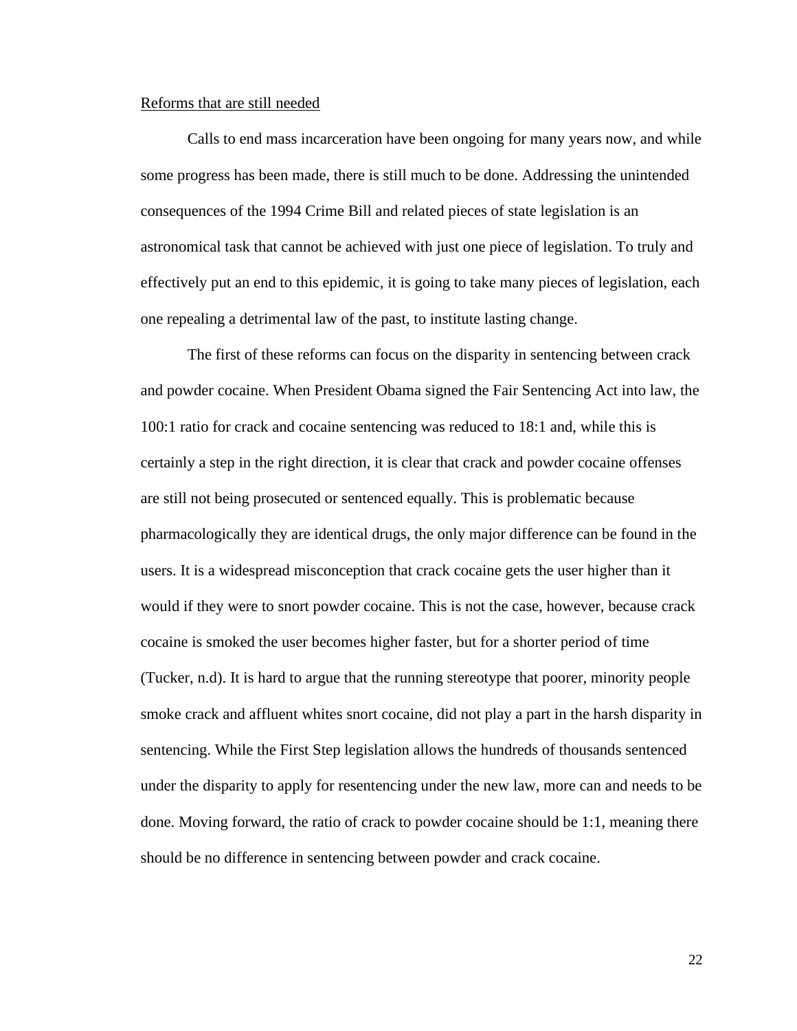Reforms that are still needed

Calls to end mass incarceration have been ongoing for many years now, and while some progress has been made, there is still much to be done. Addressing the unintended consequences of the 1994 Crime Bill and related pieces of state legislation is an astronomical task that cannot be achieved with just one piece of legislation. To truly and effectively put an end to this epidemic, it is going to take many pieces of legislation, each one repealing a detrimental law of the past, to institute lasting change.

The first of these reforms can focus on the disparity in sentencing between crack and powder cocaine. When President Obama signed the Fair Sentencing Act into law, the 100:1 ratio for crack and cocaine sentencing was reduced to 18:1 and, while this is certainly a step in the right direction, it is clear that crack and powder cocaine offenses are still not being prosecuted or sentenced equally. This is problematic because pharmacologically they are identical drugs, the only major difference can be found in the users. It is a widespread misconception that crack cocaine gets the user higher than it would if they were to snort powder cocaine. This is not the case, however, because crack cocaine is smoked the user becomes higher faster, but for a shorter period of time (Tucker, n.d). It is hard to argue that the running stereotype that poorer, minority people smoke crack and affluent whites snort cocaine, did not play a part in the harsh disparity in sentencing. While the First Step legislation allows the hundreds of thousands sentenced under the disparity to apply for resentencing under the new law, more can and needs to be done. Moving forward, the ratio of crack to powder cocaine should be 1:1, meaning there should be no difference in sentencing between powder and crack cocaine.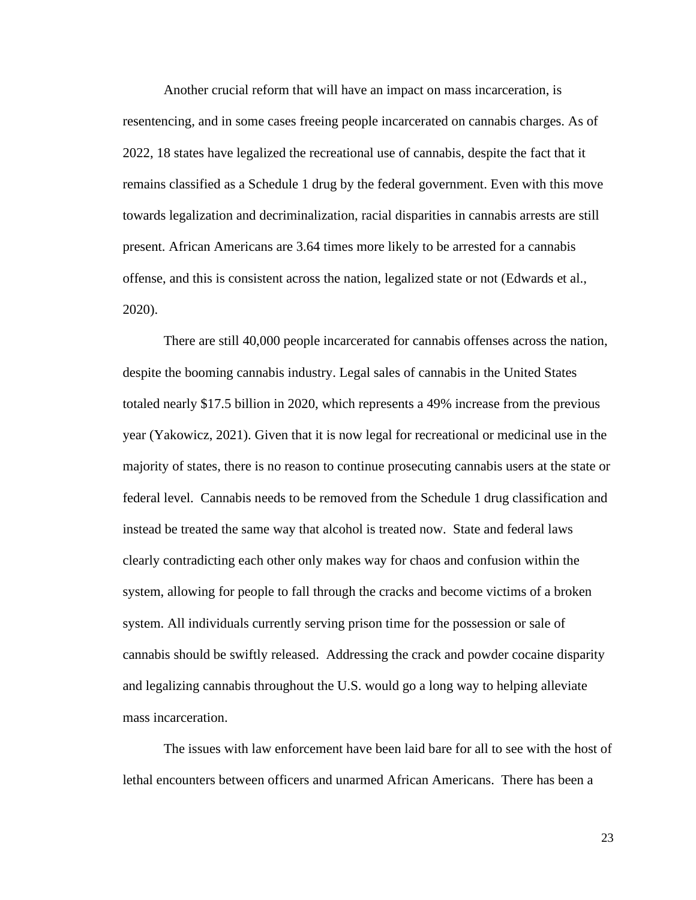Another crucial reform that will have an impact on mass incarceration, is resentencing, and in some cases freeing people incarcerated on cannabis charges. As of 2022, 18 states have legalized the recreational use of cannabis, despite the fact that it remains classified as a Schedule 1 drug by the federal government. Even with this move towards legalization and decriminalization, racial disparities in cannabis arrests are still present. African Americans are 3.64 times more likely to be arrested for a cannabis offense, and this is consistent across the nation, legalized state or not (Edwards et al., 2020).

There are still 40,000 people incarcerated for cannabis offenses across the nation, despite the booming cannabis industry. Legal sales of cannabis in the United States totaled nearly $17.5 billion in 2020, which represents a 49% increase from the previous year (Yakowicz, 2021). Given that it is now legal for recreational or medicinal use in the majority of states, there is no reason to continue prosecuting cannabis users at the state or federal level. Cannabis needs to be removed from the Schedule 1 drug classification and instead be treated the same way that alcohol is treated now. State and federal laws clearly contradicting each other only makes way for chaos and confusion within the system, allowing for people to fall through the cracks and become victims of a broken system. All individuals currently serving prison time for the possession or sale of cannabis should be swiftly released. Addressing the crack and powder cocaine disparity and legalizing cannabis throughout the U.S. would go a long way to helping alleviate mass incarceration.

The issues with law enforcement have been laid bare for all to see with the host of lethal encounters between officers and unarmed African Americans. There has been a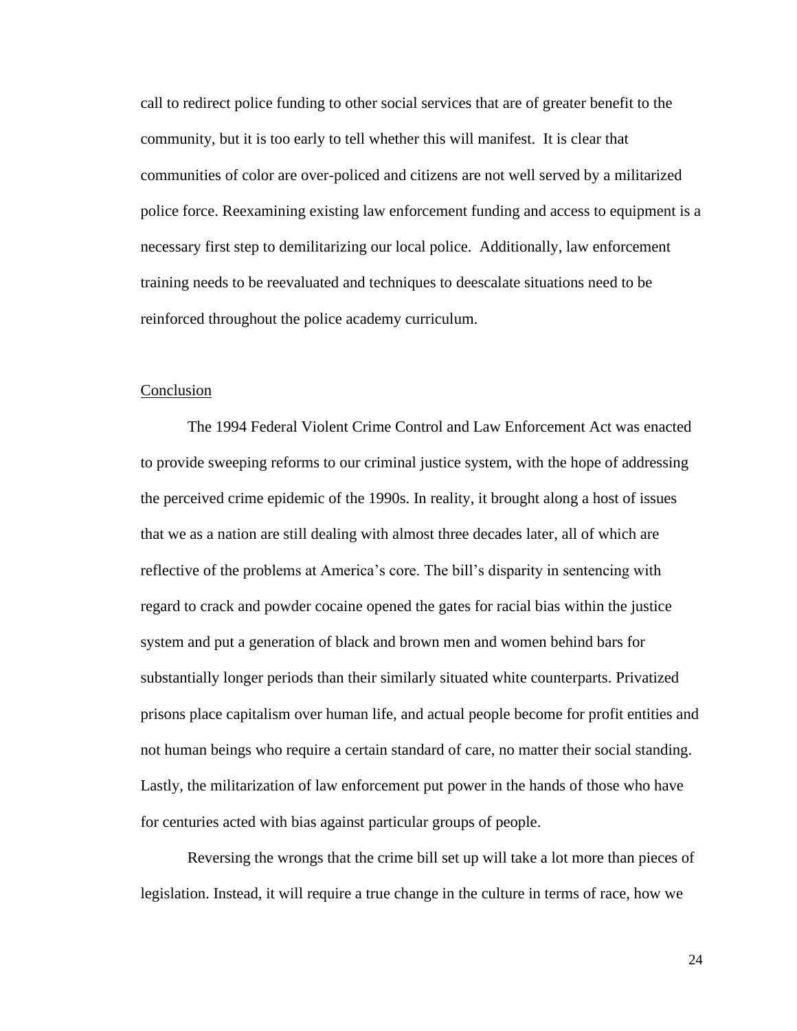call to redirect police funding to other social services that are of greater benefit to the community, but it is too early to tell whether this will manifest. It is clear that communities of color are over-policed and citizens are not well served by a militarized police force. Reexamining existing law enforcement funding and access to equipment is a necessary first step to demilitarizing our local police. Additionally, law enforcement training needs to be reevaluated and techniques to deescalate situations need to be reinforced throughout the police academy curriculum.

## Conclusion

The 1994 Federal Violent Crime Control and Law Enforcement Act was enacted to provide sweeping reforms to our criminal justice system, with the hope of addressing the perceived crime epidemic of the 1990s. In reality, it brought along a host of issues that we as a nation are still dealing with almost three decades later, all of which are reflective of the problems at America's core. The bill's disparity in sentencing with regard to crack and powder cocaine opened the gates for racial bias within the justice system and put a generation of black and brown men and women behind bars for substantially longer periods than their similarly situated white counterparts. Privatized prisons place capitalism over human life, and actual people become for profit entities and not human beings who require a certain standard of care, no matter their social standing. Lastly, the militarization of law enforcement put power in the hands of those who have for centuries acted with bias against particular groups of people.

Reversing the wrongs that the crime bill set up will take a lot more than pieces of legislation. Instead, it will require a true change in the culture in terms of race, how we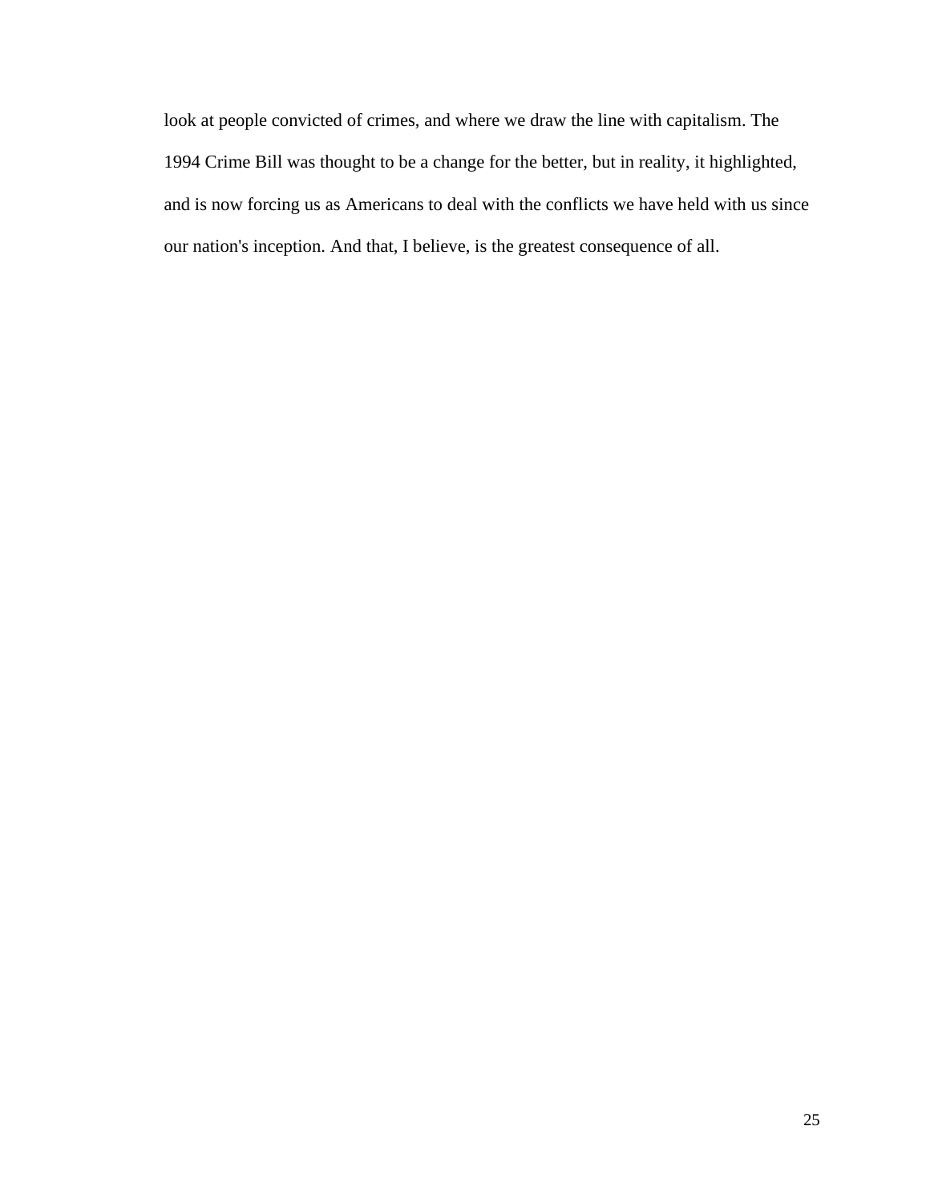look at people convicted of crimes, and where we draw the line with capitalism. The 1994 Crime Bill was thought to be a change for the better, but in reality, it highlighted, and is now forcing us as Americans to deal with the conflicts we have held with us since our nation's inception. And that, I believe, is the greatest consequence of all.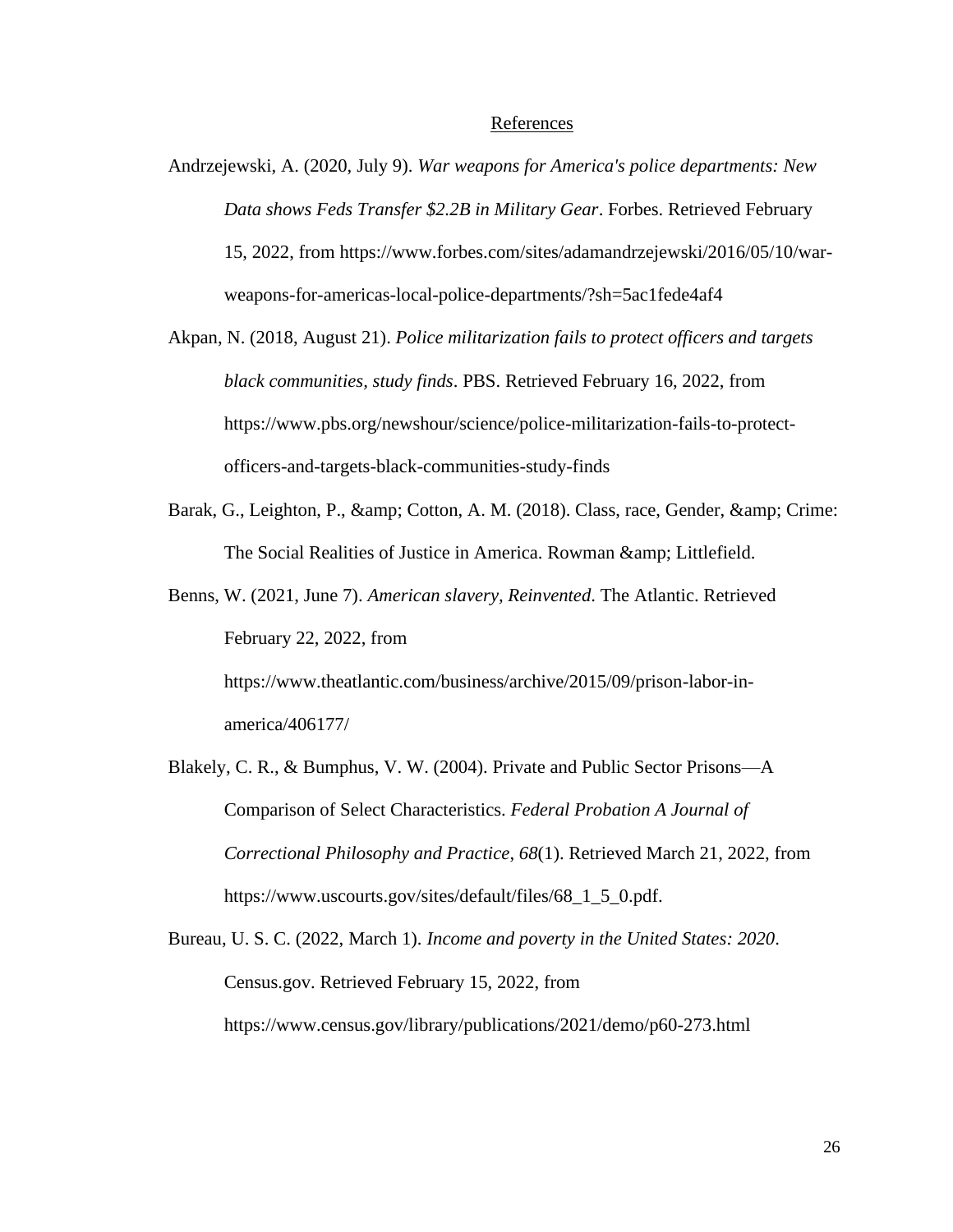References

Andrzejewski, A. (2020, July 9). *War weapons for America's police departments: New Data shows Feds Transfer $2.2B in Military Gear*. Forbes. Retrieved February 15, 2022, from https://www.forbes.com/sites/adamandrzejewski/2016/05/10/war-weapons-for-americas-local-police-departments/?sh=5ac1fede4af4

Akpan, N. (2018, August 21). *Police militarization fails to protect officers and targets black communities, study finds*. PBS. Retrieved February 16, 2022, from https://www.pbs.org/newshour/science/police-militarization-fails-to-protect-officers-and-targets-black-communities-study-finds

Barak, G., Leighton, P., &amp; Cotton, A. M. (2018). Class, race, Gender, &amp; Crime: The Social Realities of Justice in America. Rowman &amp; Littlefield.

Benns, W. (2021, June 7). *American slavery, Reinvented*. The Atlantic. Retrieved February 22, 2022, from https://www.theatlantic.com/business/archive/2015/09/prison-labor-in-america/406177/

Blakely, C. R., & Bumphus, V. W. (2004). Private and Public Sector Prisons—A Comparison of Select Characteristics. *Federal Probation A Journal of Correctional Philosophy and Practice*, *68*(1). Retrieved March 21, 2022, from https://www.uscourts.gov/sites/default/files/68_1_5_0.pdf.

Bureau, U. S. C. (2022, March 1). *Income and poverty in the United States: 2020*. Census.gov. Retrieved February 15, 2022, from https://www.census.gov/library/publications/2021/demo/p60-273.html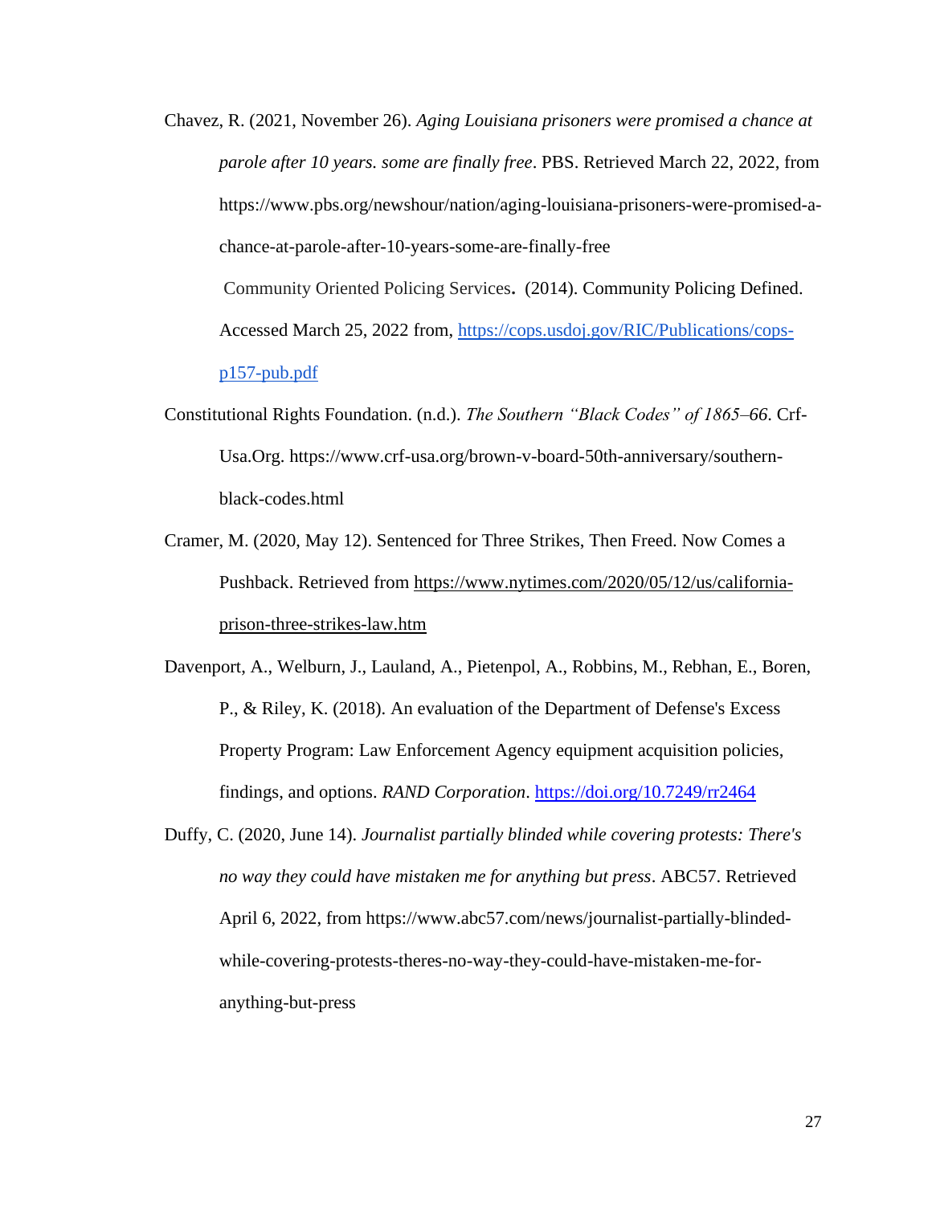Chavez, R. (2021, November 26). *Aging Louisiana prisoners were promised a chance at parole after 10 years. some are finally free*. PBS. Retrieved March 22, 2022, from https://www.pbs.org/newshour/nation/aging-louisiana-prisoners-were-promised-a-chance-at-parole-after-10-years-some-are-finally-free

Community Oriented Policing Services. (2014). Community Policing Defined. Accessed March 25, 2022 from, [https://cops.usdoj.gov/RIC/Publications/cops-p157-pub.pdf](https://cops.usdoj.gov/RIC/Publications/cops-p157-pub.pdf)

Constitutional Rights Foundation. (n.d.). *The Southern "Black Codes" of 1865–66*. Crf-Usa.Org. https://www.crf-usa.org/brown-v-board-50th-anniversary/southern-black-codes.html

Cramer, M. (2020, May 12). Sentenced for Three Strikes, Then Freed. Now Comes a Pushback. Retrieved from [https://www.nytimes.com/2020/05/12/us/california-prison-three-strikes-law.htm](https://www.nytimes.com/2020/05/12/us/california-prison-three-strikes-law.htm)

Davenport, A., Welburn, J., Lauland, A., Pietenpol, A., Robbins, M., Rebhan, E., Boren, P., & Riley, K. (2018). An evaluation of the Department of Defense's Excess Property Program: Law Enforcement Agency equipment acquisition policies, findings, and options. *RAND Corporation*. [https://doi.org/10.7249/rr2464](https://doi.org/10.7249/rr2464)

Duffy, C. (2020, June 14). *Journalist partially blinded while covering protests: There's no way they could have mistaken me for anything but press*. ABC57. Retrieved April 6, 2022, from https://www.abc57.com/news/journalist-partially-blinded-while-covering-protests-theres-no-way-they-could-have-mistaken-me-for-anything-but-press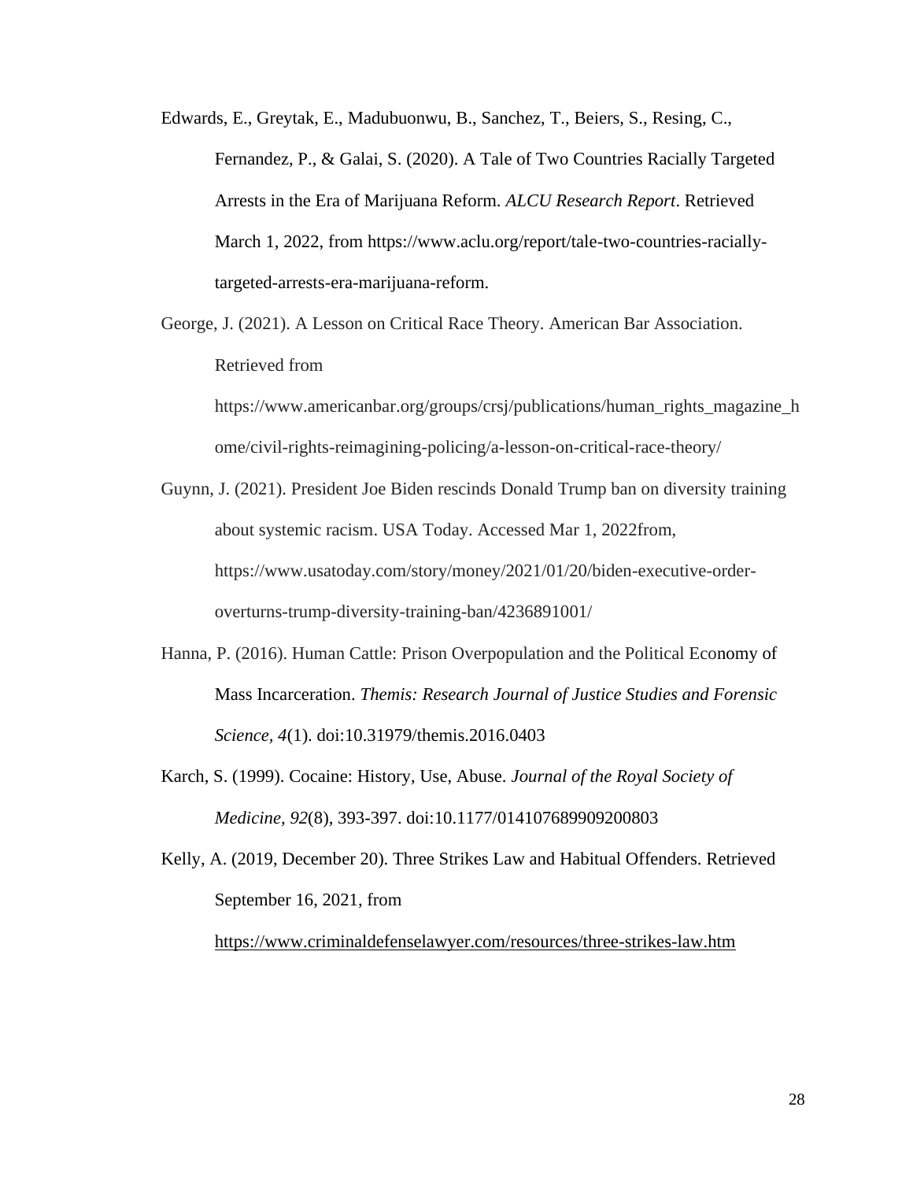Edwards, E., Greytak, E., Madubuonwu, B., Sanchez, T., Beiers, S., Resing, C., Fernandez, P., & Galai, S. (2020). A Tale of Two Countries Racially Targeted Arrests in the Era of Marijuana Reform. *ALCU Research Report*. Retrieved March 1, 2022, from https://www.aclu.org/report/tale-two-countries-racially-targeted-arrests-era-marijuana-reform.

George, J. (2021). A Lesson on Critical Race Theory. American Bar Association. Retrieved from https://www.americanbar.org/groups/crsj/publications/human_rights_magazine_home/civil-rights-reimagining-policing/a-lesson-on-critical-race-theory/

Guynn, J. (2021). President Joe Biden rescinds Donald Trump ban on diversity training about systemic racism. USA Today. Accessed Mar 1, 2022from, https://www.usatoday.com/story/money/2021/01/20/biden-executive-order-overturns-trump-diversity-training-ban/4236891001/

Hanna, P. (2016). Human Cattle: Prison Overpopulation and the Political Economy of Mass Incarceration. *Themis: Research Journal of Justice Studies and Forensic Science, 4*(1). doi:10.31979/themis.2016.0403

Karch, S. (1999). Cocaine: History, Use, Abuse. *Journal of the Royal Society of Medicine, 92*(8), 393-397. doi:10.1177/014107689909200803

Kelly, A. (2019, December 20). Three Strikes Law and Habitual Offenders. Retrieved September 16, 2021, from https://www.criminaldefenselawyer.com/resources/three-strikes-law.htm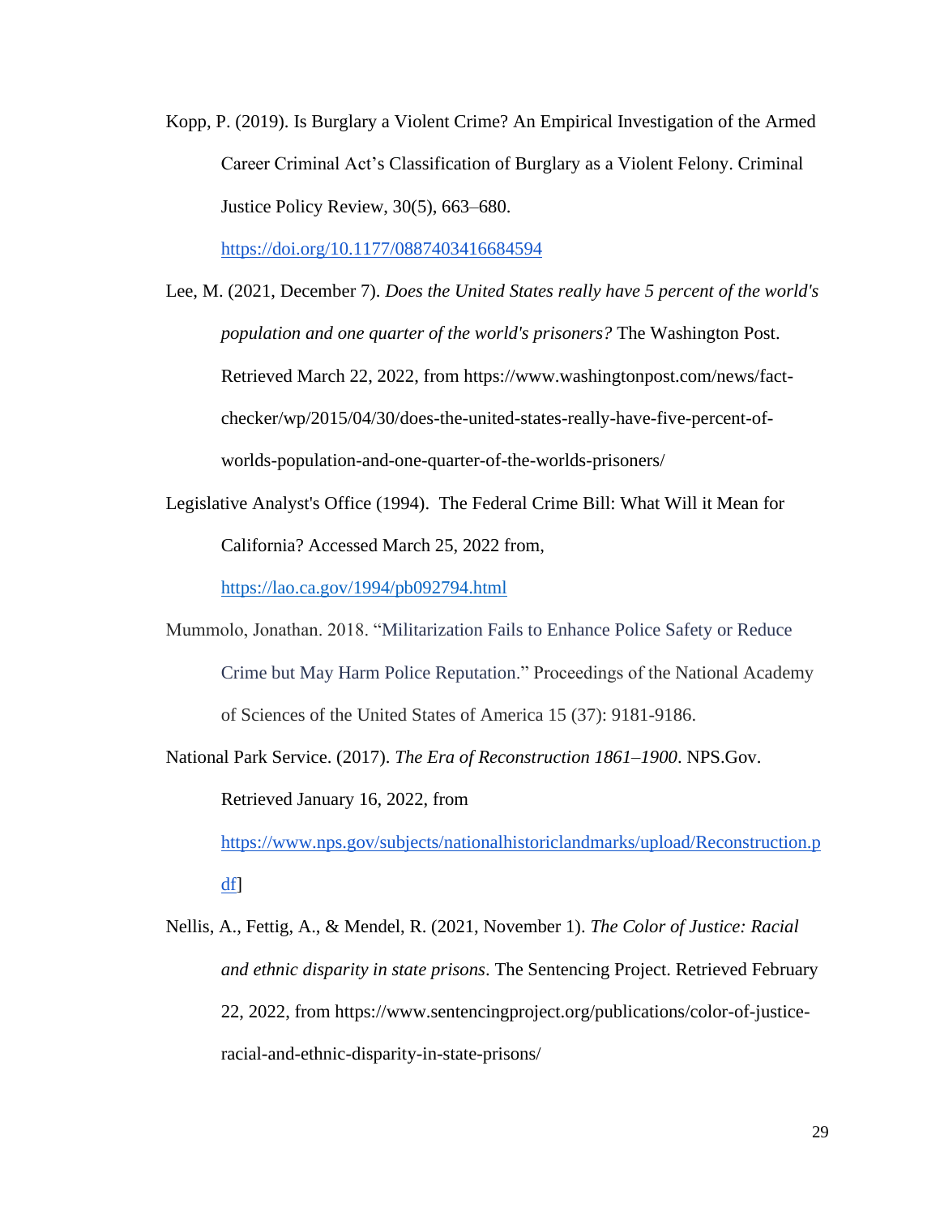Kopp, P. (2019). Is Burglary a Violent Crime? An Empirical Investigation of the Armed Career Criminal Act's Classification of Burglary as a Violent Felony. Criminal Justice Policy Review, 30(5), 663–680. https://doi.org/10.1177/0887403416684594

Lee, M. (2021, December 7). *Does the United States really have 5 percent of the world's population and one quarter of the world's prisoners?* The Washington Post. Retrieved March 22, 2022, from https://www.washingtonpost.com/news/fact-checker/wp/2015/04/30/does-the-united-states-really-have-five-percent-of-worlds-population-and-one-quarter-of-the-worlds-prisoners/

Legislative Analyst's Office (1994). The Federal Crime Bill: What Will it Mean for California? Accessed March 25, 2022 from, https://lao.ca.gov/1994/pb092794.html

Mummolo, Jonathan. 2018. "Militarization Fails to Enhance Police Safety or Reduce Crime but May Harm Police Reputation." Proceedings of the National Academy of Sciences of the United States of America 15 (37): 9181-9186.

National Park Service. (2017). *The Era of Reconstruction 1861–1900*. NPS.Gov. Retrieved January 16, 2022, from https://www.nps.gov/subjects/nationalhistoriclandmarks/upload/Reconstruction.pdf]

Nellis, A., Fettig, A., & Mendel, R. (2021, November 1). *The Color of Justice: Racial and ethnic disparity in state prisons*. The Sentencing Project. Retrieved February 22, 2022, from https://www.sentencingproject.org/publications/color-of-justice-racial-and-ethnic-disparity-in-state-prisons/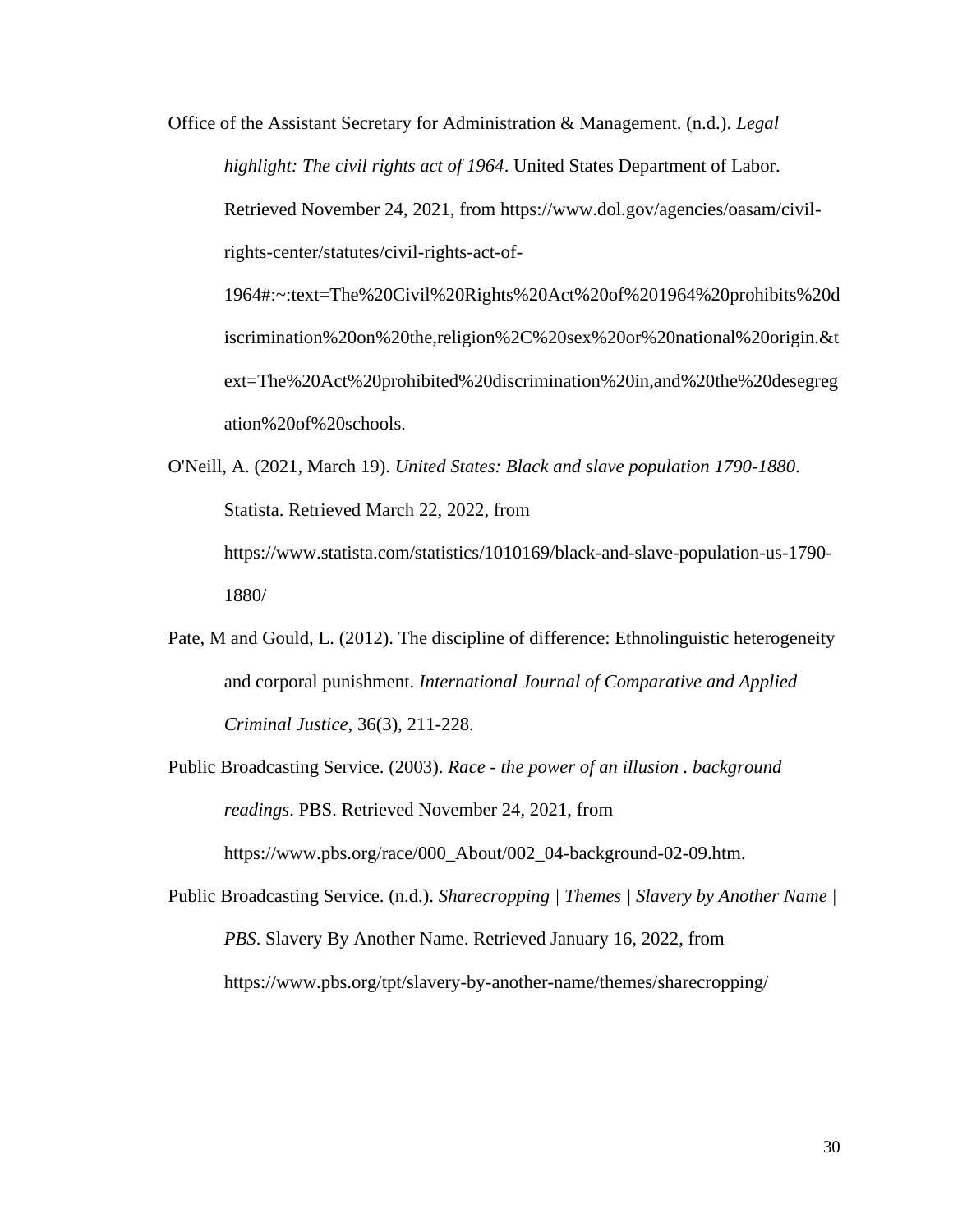Office of the Assistant Secretary for Administration & Management. (n.d.). *Legal highlight: The civil rights act of 1964*. United States Department of Labor. Retrieved November 24, 2021, from https://www.dol.gov/agencies/oasam/civil-rights-center/statutes/civil-rights-act-of-1964#:~:text=The%20Civil%20Rights%20Act%20of%201964%20prohibits%20discrimination%20on%20the,religion%2C%20sex%20or%20national%20origin.&text=The%20Act%20prohibited%20discrimination%20in,and%20the%20desegregation%20of%20schools.

O'Neill, A. (2021, March 19). *United States: Black and slave population 1790-1880*. Statista. Retrieved March 22, 2022, from https://www.statista.com/statistics/1010169/black-and-slave-population-us-1790-1880/

Pate, M and Gould, L. (2012). The discipline of difference: Ethnolinguistic heterogeneity and corporal punishment. *International Journal of Comparative and Applied Criminal Justice*, 36(3), 211-228.

Public Broadcasting Service. (2003). *Race - the power of an illusion . background readings*. PBS. Retrieved November 24, 2021, from https://www.pbs.org/race/000_About/002_04-background-02-09.htm.

Public Broadcasting Service. (n.d.). *Sharecropping | Themes | Slavery by Another Name | PBS*. Slavery By Another Name. Retrieved January 16, 2022, from https://www.pbs.org/tpt/slavery-by-another-name/themes/sharecropping/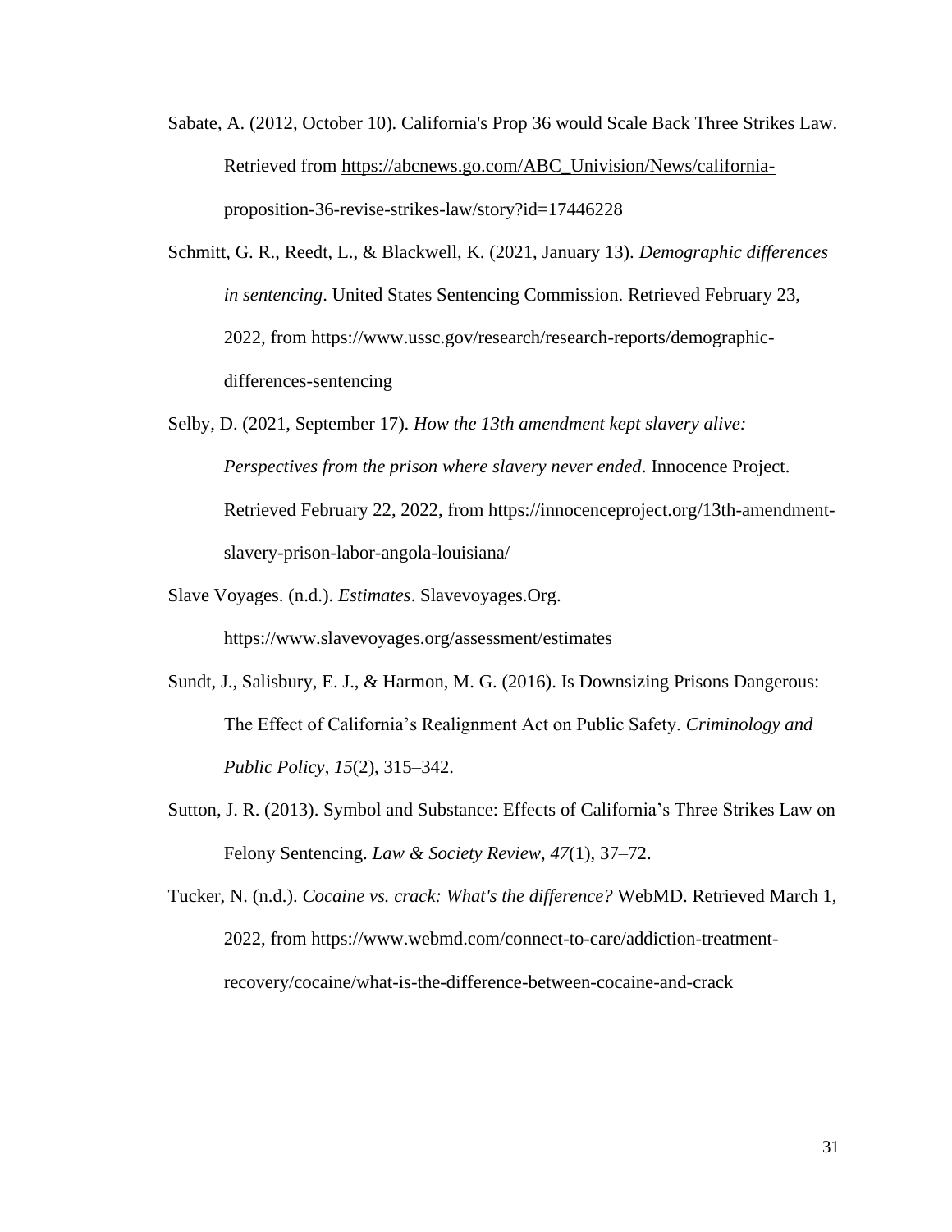Sabate, A. (2012, October 10). California's Prop 36 would Scale Back Three Strikes Law. Retrieved from https://abcnews.go.com/ABC_Univision/News/california-proposition-36-revise-strikes-law/story?id=17446228

Schmitt, G. R., Reedt, L., & Blackwell, K. (2021, January 13). *Demographic differences in sentencing*. United States Sentencing Commission. Retrieved February 23, 2022, from https://www.ussc.gov/research/research-reports/demographic-differences-sentencing

Selby, D. (2021, September 17). *How the 13th amendment kept slavery alive: Perspectives from the prison where slavery never ended*. Innocence Project. Retrieved February 22, 2022, from https://innocenceproject.org/13th-amendment-slavery-prison-labor-angola-louisiana/

Slave Voyages. (n.d.). *Estimates*. Slavevoyages.Org. https://www.slavevoyages.org/assessment/estimates

Sundt, J., Salisbury, E. J., & Harmon, M. G. (2016). Is Downsizing Prisons Dangerous: The Effect of California's Realignment Act on Public Safety. *Criminology and Public Policy*, *15*(2), 315–342.

Sutton, J. R. (2013). Symbol and Substance: Effects of California's Three Strikes Law on Felony Sentencing. *Law & Society Review*, *47*(1), 37–72.

Tucker, N. (n.d.). *Cocaine vs. crack: What's the difference?* WebMD. Retrieved March 1, 2022, from https://www.webmd.com/connect-to-care/addiction-treatment-recovery/cocaine/what-is-the-difference-between-cocaine-and-crack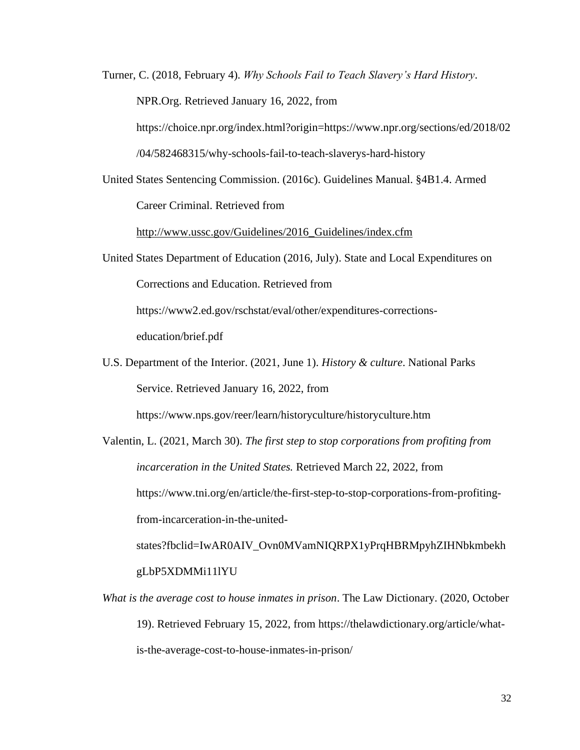Turner, C. (2018, February 4). *Why Schools Fail to Teach Slavery's Hard History*. NPR.Org. Retrieved January 16, 2022, from https://choice.npr.org/index.html?origin=https://www.npr.org/sections/ed/2018/02/04/582468315/why-schools-fail-to-teach-slaverys-hard-history

United States Sentencing Commission. (2016c). Guidelines Manual. §4B1.4. Armed Career Criminal. Retrieved from http://www.ussc.gov/Guidelines/2016_Guidelines/index.cfm

United States Department of Education (2016, July). State and Local Expenditures on Corrections and Education. Retrieved from https://www2.ed.gov/rschstat/eval/other/expenditures-corrections-education/brief.pdf

U.S. Department of the Interior. (2021, June 1). *History & culture*. National Parks Service. Retrieved January 16, 2022, from https://www.nps.gov/reer/learn/historyculture/historyculture.htm

Valentin, L. (2021, March 30). *The first step to stop corporations from profiting from incarceration in the United States.* Retrieved March 22, 2022, from https://www.tni.org/en/article/the-first-step-to-stop-corporations-from-profiting-from-incarceration-in-the-united-states?fbclid=IwAR0AIV_Ovn0MVamNIQRPX1yPrqHBRMpyhZIHNbkmbekhgLbP5XDMMi11lYU

*What is the average cost to house inmates in prison*. The Law Dictionary. (2020, October 19). Retrieved February 15, 2022, from https://thelawdictionary.org/article/what-is-the-average-cost-to-house-inmates-in-prison/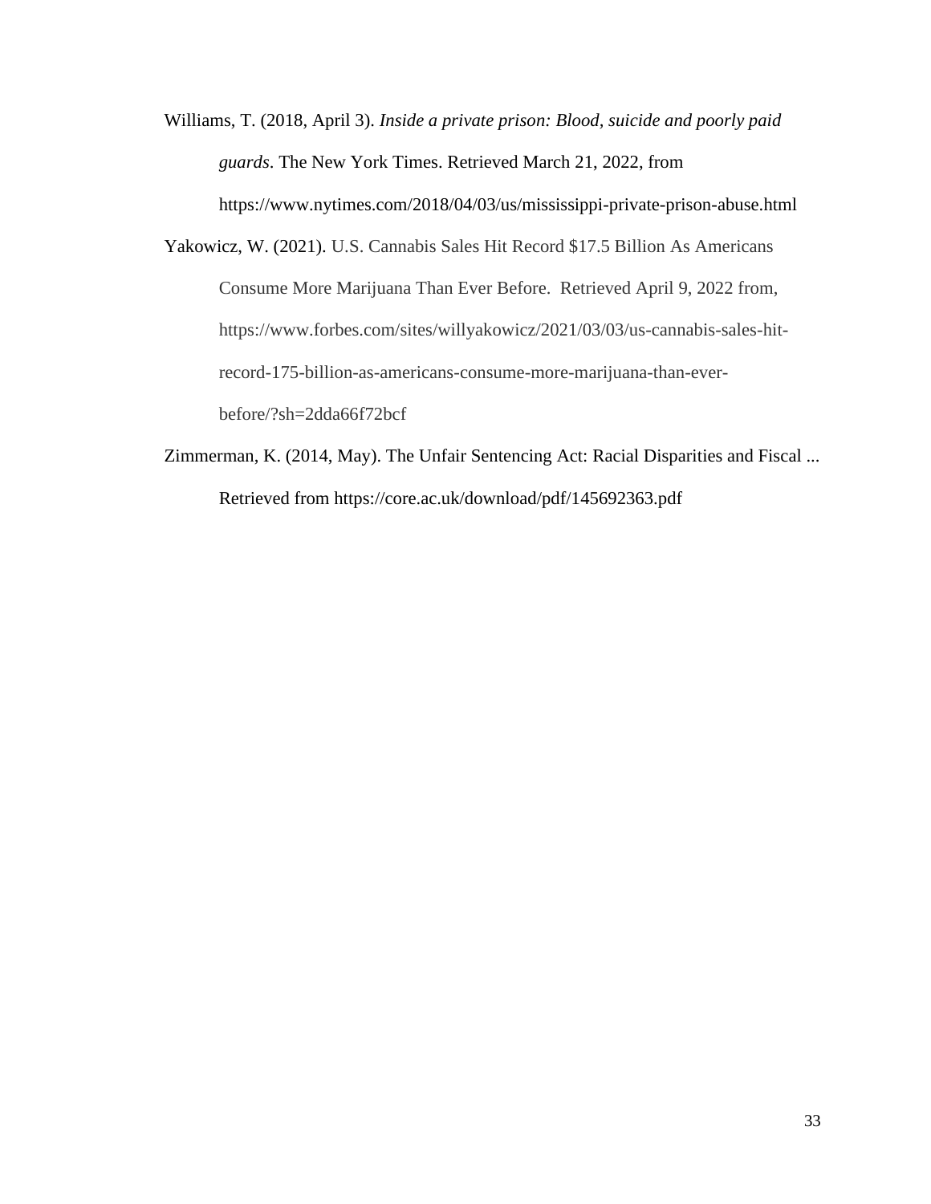Williams, T. (2018, April 3). *Inside a private prison: Blood, suicide and poorly paid guards*. The New York Times. Retrieved March 21, 2022, from https://www.nytimes.com/2018/04/03/us/mississippi-private-prison-abuse.html

Yakowicz, W. (2021). U.S. Cannabis Sales Hit Record $17.5 Billion As Americans Consume More Marijuana Than Ever Before. Retrieved April 9, 2022 from, https://www.forbes.com/sites/willyakowicz/2021/03/03/us-cannabis-sales-hit-record-175-billion-as-americans-consume-more-marijuana-than-ever-before/?sh=2dda66f72bcf

Zimmerman, K. (2014, May). The Unfair Sentencing Act: Racial Disparities and Fiscal ... Retrieved from https://core.ac.uk/download/pdf/145692363.pdf